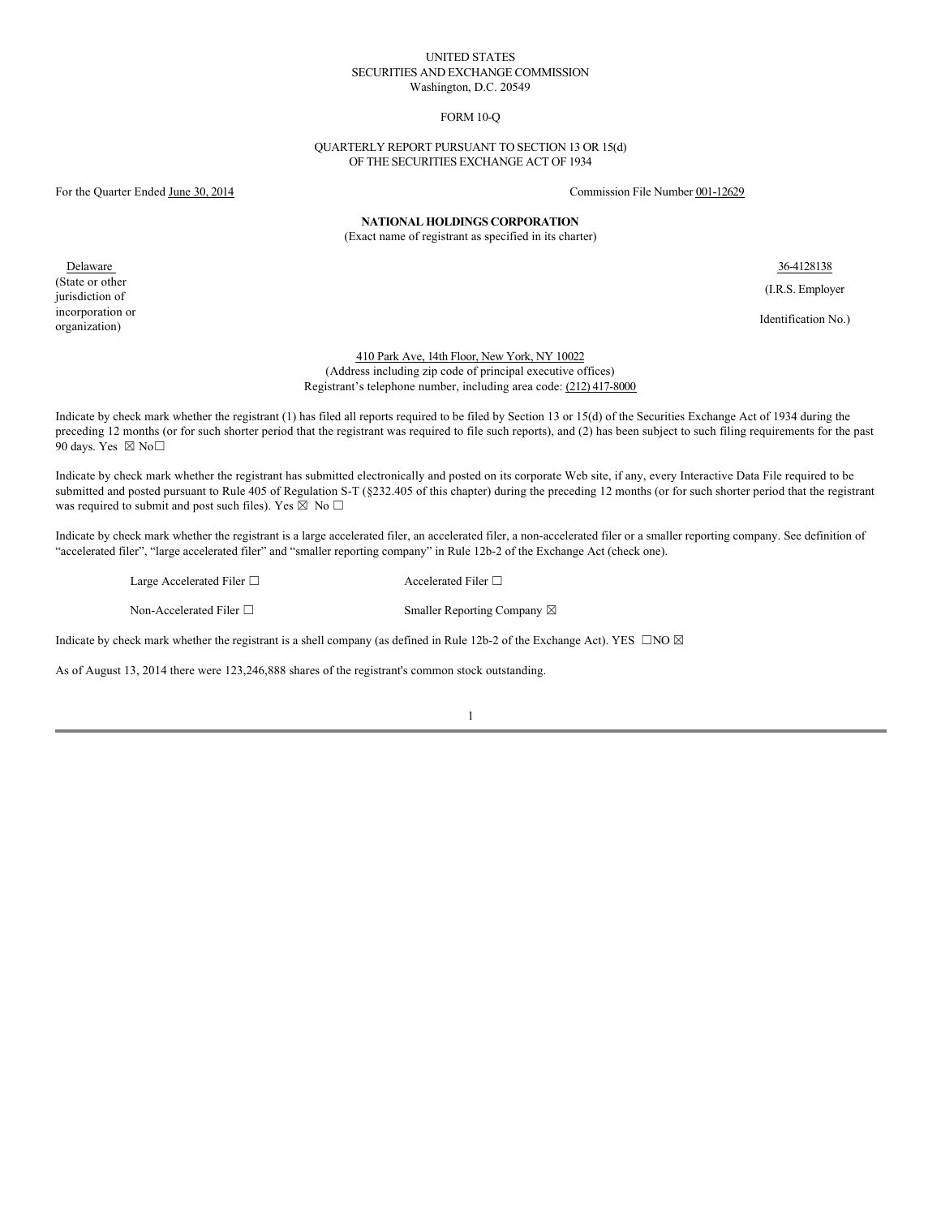UNITED STATES
SECURITIES AND EXCHANGE COMMISSION
Washington, D.C. 20549

FORM 10-Q

QUARTERLY REPORT PURSUANT TO SECTION 13 OR 15(d)
OF THE SECURITIES EXCHANGE ACT OF 1934

For the Quarter Ended June 30, 2014 Commission File Number 001-12629

**NATIONAL HOLDINGS CORPORATION**
(Exact name of registrant as specified in its charter)

| Delaware | 36-4128138 |
|---|---|
| (State or other jurisdiction of incorporation or organization) | (I.R.S. Employer Identification No.) |

410 Park Ave, 14th Floor, New York, NY 10022
(Address including zip code of principal executive offices)
Registrant's telephone number, including area code: (212) 417-8000

Indicate by check mark whether the registrant (1) has filed all reports required to be filed by Section 13 or 15(d) of the Securities Exchange Act of 1934 during the preceding 12 months (or for such shorter period that the registrant was required to file such reports), and (2) has been subject to such filing requirements for the past 90 days. Yes ☒ No☐

Indicate by check mark whether the registrant has submitted electronically and posted on its corporate Web site, if any, every Interactive Data File required to be submitted and posted pursuant to Rule 405 of Regulation S-T (§232.405 of this chapter) during the preceding 12 months (or for such shorter period that the registrant was required to submit and post such files). Yes ☒ No ☐

Indicate by check mark whether the registrant is a large accelerated filer, an accelerated filer, a non-accelerated filer or a smaller reporting company. See definition of "accelerated filer", "large accelerated filer" and "smaller reporting company" in Rule 12b-2 of the Exchange Act (check one).

| | |
|---|---|
| Large Accelerated Filer ☐ | Accelerated Filer ☐ |
| Non-Accelerated Filer ☐ | Smaller Reporting Company ☒ |

Indicate by check mark whether the registrant is a shell company (as defined in Rule 12b-2 of the Exchange Act). YES ☐NO ☒

As of August 13, 2014 there were 123,246,888 shares of the registrant's common stock outstanding.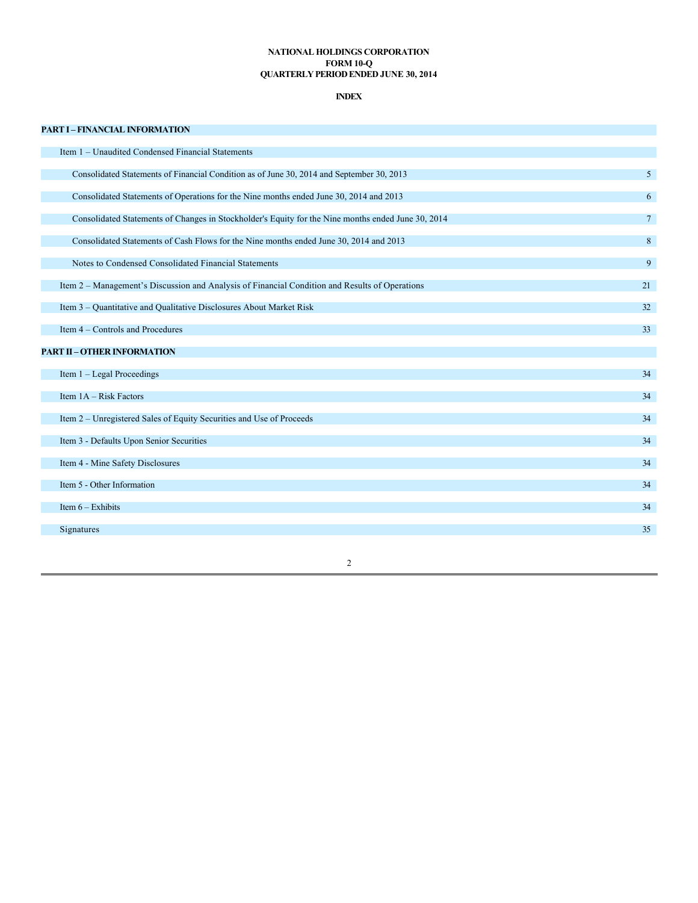**NATIONAL HOLDINGS CORPORATION**
**FORM 10-Q**
**QUARTERLY PERIOD ENDED JUNE 30, 2014**

**INDEX**

| | |
|---|---|
| **PART I – FINANCIAL INFORMATION** | |
| Item 1 – Unaudited Condensed Financial Statements | |
| Consolidated Statements of Financial Condition as of June 30, 2014 and September 30, 2013 | 5 |
| Consolidated Statements of Operations for the Nine months ended June 30, 2014 and 2013 | 6 |
| Consolidated Statements of Changes in Stockholder's Equity for the Nine months ended June 30, 2014 | 7 |
| Consolidated Statements of Cash Flows for the Nine months ended June 30, 2014 and 2013 | 8 |
| Notes to Condensed Consolidated Financial Statements | 9 |
| Item 2 – Management's Discussion and Analysis of Financial Condition and Results of Operations | 21 |
| Item 3 – Quantitative and Qualitative Disclosures About Market Risk | 32 |
| Item 4 – Controls and Procedures | 33 |
| **PART II – OTHER INFORMATION** | |
| Item 1 – Legal Proceedings | 34 |
| Item 1A – Risk Factors | 34 |
| Item 2 – Unregistered Sales of Equity Securities and Use of Proceeds | 34 |
| Item 3 - Defaults Upon Senior Securities | 34 |
| Item 4 - Mine Safety Disclosures | 34 |
| Item 5 - Other Information | 34 |
| Item 6 – Exhibits | 34 |
| Signatures | 35 |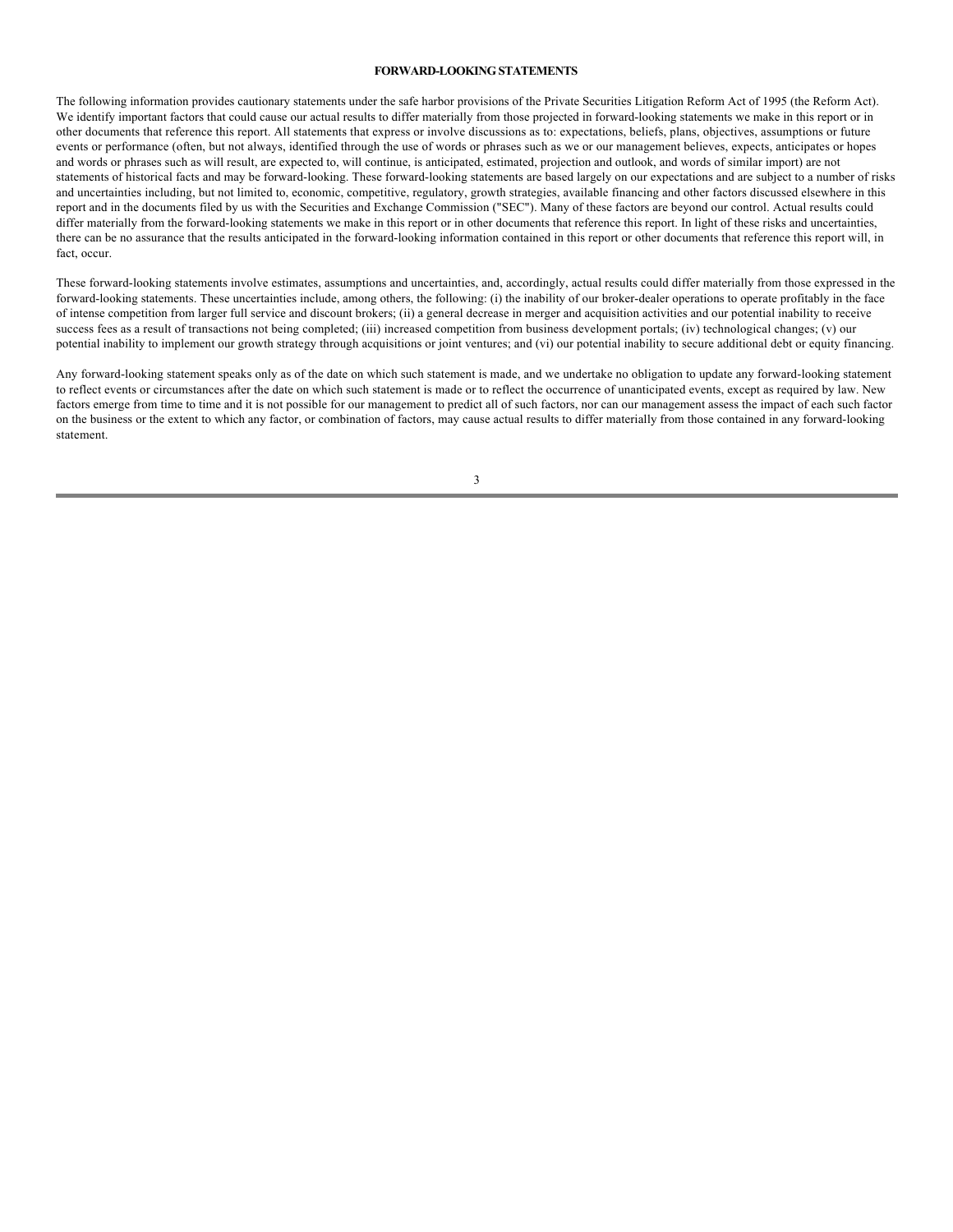## FORWARD-LOOKING STATEMENTS

The following information provides cautionary statements under the safe harbor provisions of the Private Securities Litigation Reform Act of 1995 (the Reform Act). We identify important factors that could cause our actual results to differ materially from those projected in forward-looking statements we make in this report or in other documents that reference this report. All statements that express or involve discussions as to: expectations, beliefs, plans, objectives, assumptions or future events or performance (often, but not always, identified through the use of words or phrases such as we or our management believes, expects, anticipates or hopes and words or phrases such as will result, are expected to, will continue, is anticipated, estimated, projection and outlook, and words of similar import) are not statements of historical facts and may be forward-looking. These forward-looking statements are based largely on our expectations and are subject to a number of risks and uncertainties including, but not limited to, economic, competitive, regulatory, growth strategies, available financing and other factors discussed elsewhere in this report and in the documents filed by us with the Securities and Exchange Commission ("SEC"). Many of these factors are beyond our control. Actual results could differ materially from the forward-looking statements we make in this report or in other documents that reference this report. In light of these risks and uncertainties, there can be no assurance that the results anticipated in the forward-looking information contained in this report or other documents that reference this report will, in fact, occur.

These forward-looking statements involve estimates, assumptions and uncertainties, and, accordingly, actual results could differ materially from those expressed in the forward-looking statements. These uncertainties include, among others, the following: (i) the inability of our broker-dealer operations to operate profitably in the face of intense competition from larger full service and discount brokers; (ii) a general decrease in merger and acquisition activities and our potential inability to receive success fees as a result of transactions not being completed; (iii) increased competition from business development portals; (iv) technological changes; (v) our potential inability to implement our growth strategy through acquisitions or joint ventures; and (vi) our potential inability to secure additional debt or equity financing.

Any forward-looking statement speaks only as of the date on which such statement is made, and we undertake no obligation to update any forward-looking statement to reflect events or circumstances after the date on which such statement is made or to reflect the occurrence of unanticipated events, except as required by law. New factors emerge from time to time and it is not possible for our management to predict all of such factors, nor can our management assess the impact of each such factor on the business or the extent to which any factor, or combination of factors, may cause actual results to differ materially from those contained in any forward-looking statement.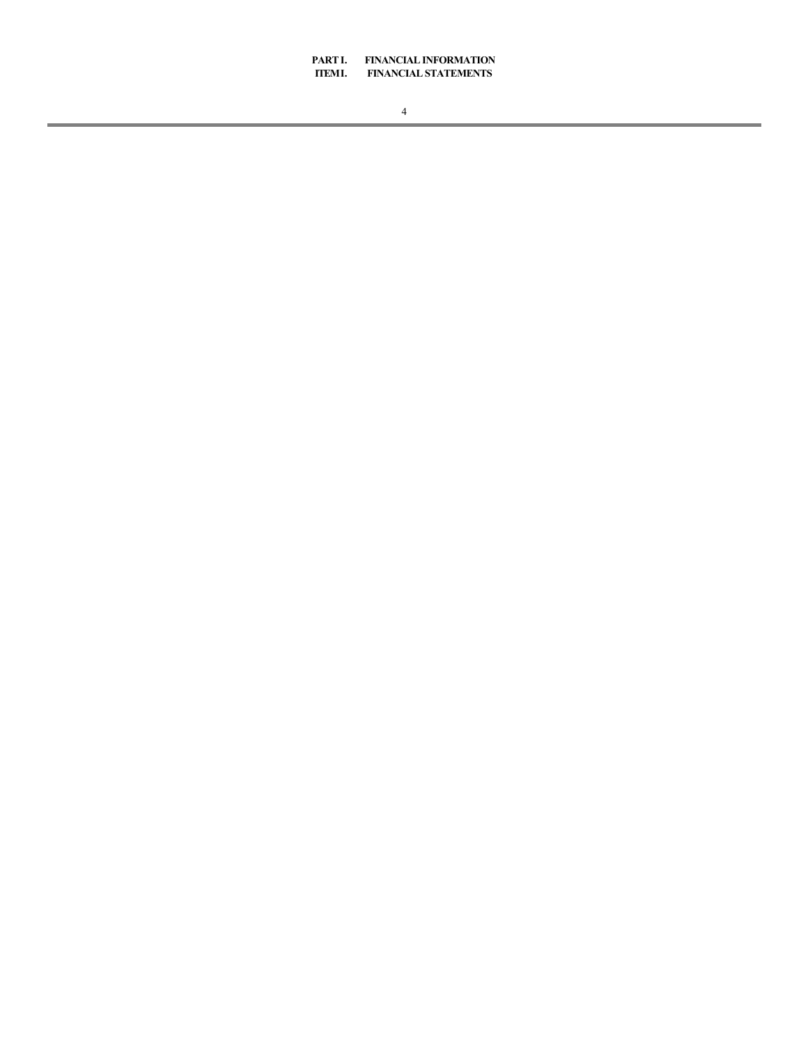# PART I. FINANCIAL INFORMATION

## ITEM I. FINANCIAL STATEMENTS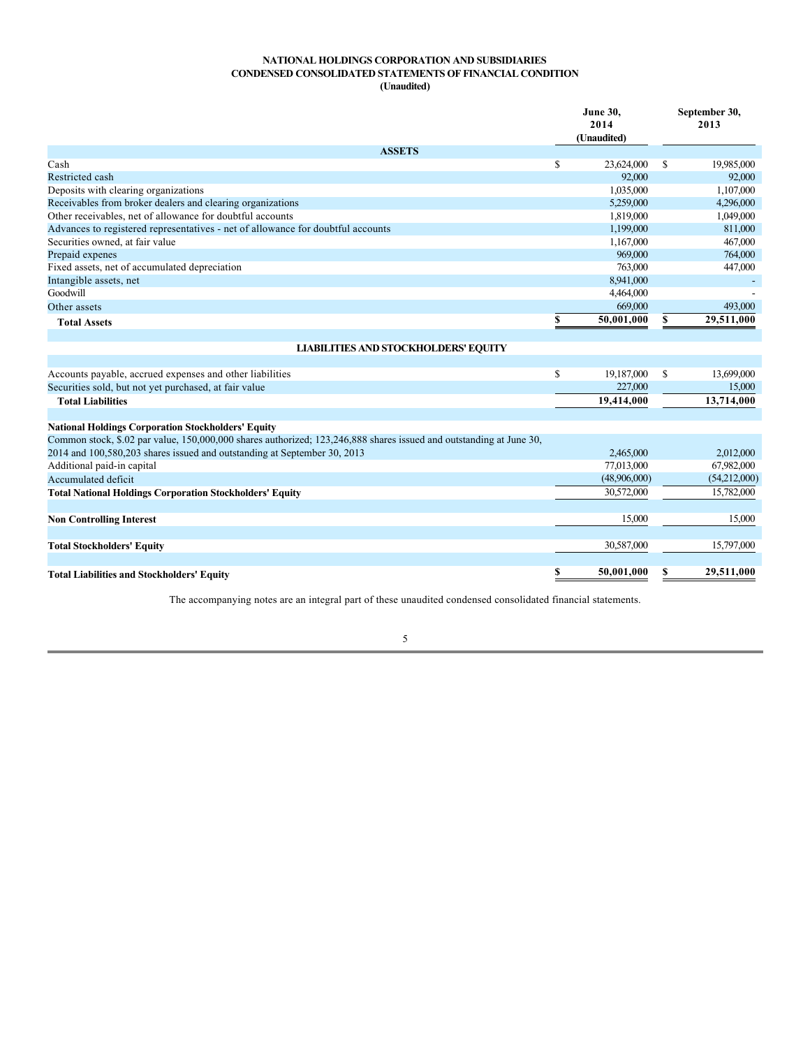**NATIONAL HOLDINGS CORPORATION AND SUBSIDIARIES**
**CONDENSED CONSOLIDATED STATEMENTS OF FINANCIAL CONDITION**
**(Unaudited)**

| | June 30, 2014 (Unaudited) | September 30, 2013 |
|---|---|---|
| **ASSETS** | | |
| Cash | $ 23,624,000 | $ 19,985,000 |
| Restricted cash | 92,000 | 92,000 |
| Deposits with clearing organizations | 1,035,000 | 1,107,000 |
| Receivables from broker dealers and clearing organizations | 5,259,000 | 4,296,000 |
| Other receivables, net of allowance for doubtful accounts | 1,819,000 | 1,049,000 |
| Advances to registered representatives - net of allowance for doubtful accounts | 1,199,000 | 811,000 |
| Securities owned, at fair value | 1,167,000 | 467,000 |
| Prepaid expenes | 969,000 | 764,000 |
| Fixed assets, net of accumulated depreciation | 763,000 | 447,000 |
| Intangible assets, net | 8,941,000 | - |
| Goodwill | 4,464,000 | - |
| Other assets | 669,000 | 493,000 |
| **Total Assets** | **$ 50,001,000** | **$ 29,511,000** |
| **LIABILITIES AND STOCKHOLDERS' EQUITY** | | |
| Accounts payable, accrued expenses and other liabilities | $ 19,187,000 | $ 13,699,000 |
| Securities sold, but not yet purchased, at fair value | 227,000 | 15,000 |
| **Total Liabilities** | **19,414,000** | **13,714,000** |
| **National Holdings Corporation Stockholders' Equity** | | |
| Common stock, $.02 par value, 150,000,000 shares authorized; 123,246,888 shares issued and outstanding at June 30, 2014 and 100,580,203 shares issued and outstanding at September 30, 2013 | 2,465,000 | 2,012,000 |
| Additional paid-in capital | 77,013,000 | 67,982,000 |
| Accumulated deficit | (48,906,000) | (54,212,000) |
| **Total National Holdings Corporation Stockholders' Equity** | 30,572,000 | 15,782,000 |
| **Non Controlling Interest** | 15,000 | 15,000 |
| **Total Stockholders' Equity** | 30,587,000 | 15,797,000 |
| **Total Liabilities and Stockholders' Equity** | **$ 50,001,000** | **$ 29,511,000** |

The accompanying notes are an integral part of these unaudited condensed consolidated financial statements.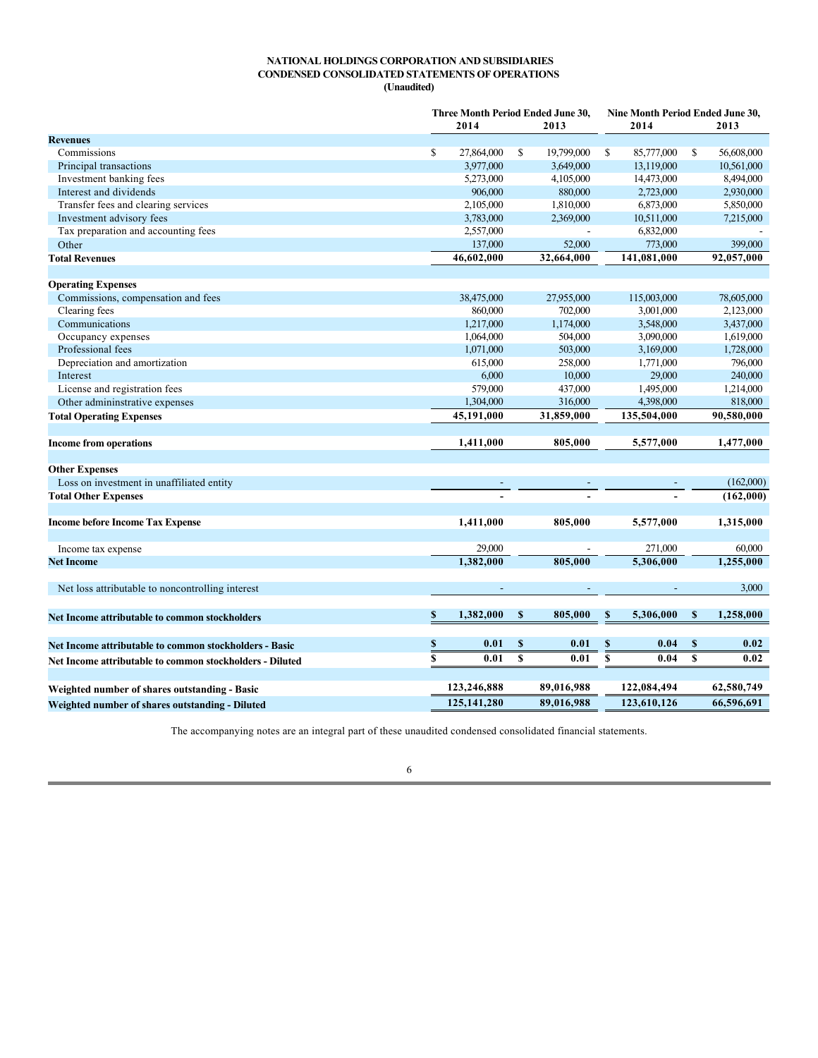**NATIONAL HOLDINGS CORPORATION AND SUBSIDIARIES**
**CONDENSED CONSOLIDATED STATEMENTS OF OPERATIONS**
**(Unaudited)**

| | Three Month Period Ended June 30, | | Nine Month Period Ended June 30, | |
|---|---|---|---|---|
| | 2014 | 2013 | 2014 | 2013 |
| **Revenues** | | | | |
| Commissions | $ 27,864,000 | $ 19,799,000 | $ 85,777,000 | $ 56,608,000 |
| Principal transactions | 3,977,000 | 3,649,000 | 13,119,000 | 10,561,000 |
| Investment banking fees | 5,273,000 | 4,105,000 | 14,473,000 | 8,494,000 |
| Interest and dividends | 906,000 | 880,000 | 2,723,000 | 2,930,000 |
| Transfer fees and clearing services | 2,105,000 | 1,810,000 | 6,873,000 | 5,850,000 |
| Investment advisory fees | 3,783,000 | 2,369,000 | 10,511,000 | 7,215,000 |
| Tax preparation and accounting fees | 2,557,000 | - | 6,832,000 | - |
| Other | 137,000 | 52,000 | 773,000 | 399,000 |
| **Total Revenues** | **46,602,000** | **32,664,000** | **141,081,000** | **92,057,000** |
| **Operating Expenses** | | | | |
| Commissions, compensation and fees | 38,475,000 | 27,955,000 | 115,003,000 | 78,605,000 |
| Clearing fees | 860,000 | 702,000 | 3,001,000 | 2,123,000 |
| Communications | 1,217,000 | 1,174,000 | 3,548,000 | 3,437,000 |
| Occupancy expenses | 1,064,000 | 504,000 | 3,090,000 | 1,619,000 |
| Professional fees | 1,071,000 | 503,000 | 3,169,000 | 1,728,000 |
| Depreciation and amortization | 615,000 | 258,000 | 1,771,000 | 796,000 |
| Interest | 6,000 | 10,000 | 29,000 | 240,000 |
| License and registration fees | 579,000 | 437,000 | 1,495,000 | 1,214,000 |
| Other admininstrative expenses | 1,304,000 | 316,000 | 4,398,000 | 818,000 |
| **Total Operating Expenses** | **45,191,000** | **31,859,000** | **135,504,000** | **90,580,000** |
| **Income from operations** | **1,411,000** | **805,000** | **5,577,000** | **1,477,000** |
| **Other Expenses** | | | | |
| Loss on investment in unaffiliated entity | - | - | - | (162,000) |
| **Total Other Expenses** | **-** | **-** | **-** | **(162,000)** |
| **Income before Income Tax Expense** | **1,411,000** | **805,000** | **5,577,000** | **1,315,000** |
| Income tax expense | 29,000 | - | 271,000 | 60,000 |
| **Net Income** | **1,382,000** | **805,000** | **5,306,000** | **1,255,000** |
| Net loss attributable to noncontrolling interest | - | - | - | 3,000 |
| **Net Income attributable to common stockholders** | **$ 1,382,000** | **$ 805,000** | **$ 5,306,000** | **$ 1,258,000** |
| **Net Income attributable to common stockholders - Basic** | **$ 0.01** | **$ 0.01** | **$ 0.04** | **$ 0.02** |
| **Net Income attributable to common stockholders - Diluted** | **$ 0.01** | **$ 0.01** | **$ 0.04** | **$ 0.02** |
| **Weighted number of shares outstanding - Basic** | **123,246,888** | **89,016,988** | **122,084,494** | **62,580,749** |
| **Weighted number of shares outstanding - Diluted** | **125,141,280** | **89,016,988** | **123,610,126** | **66,596,691** |

The accompanying notes are an integral part of these unaudited condensed consolidated financial statements.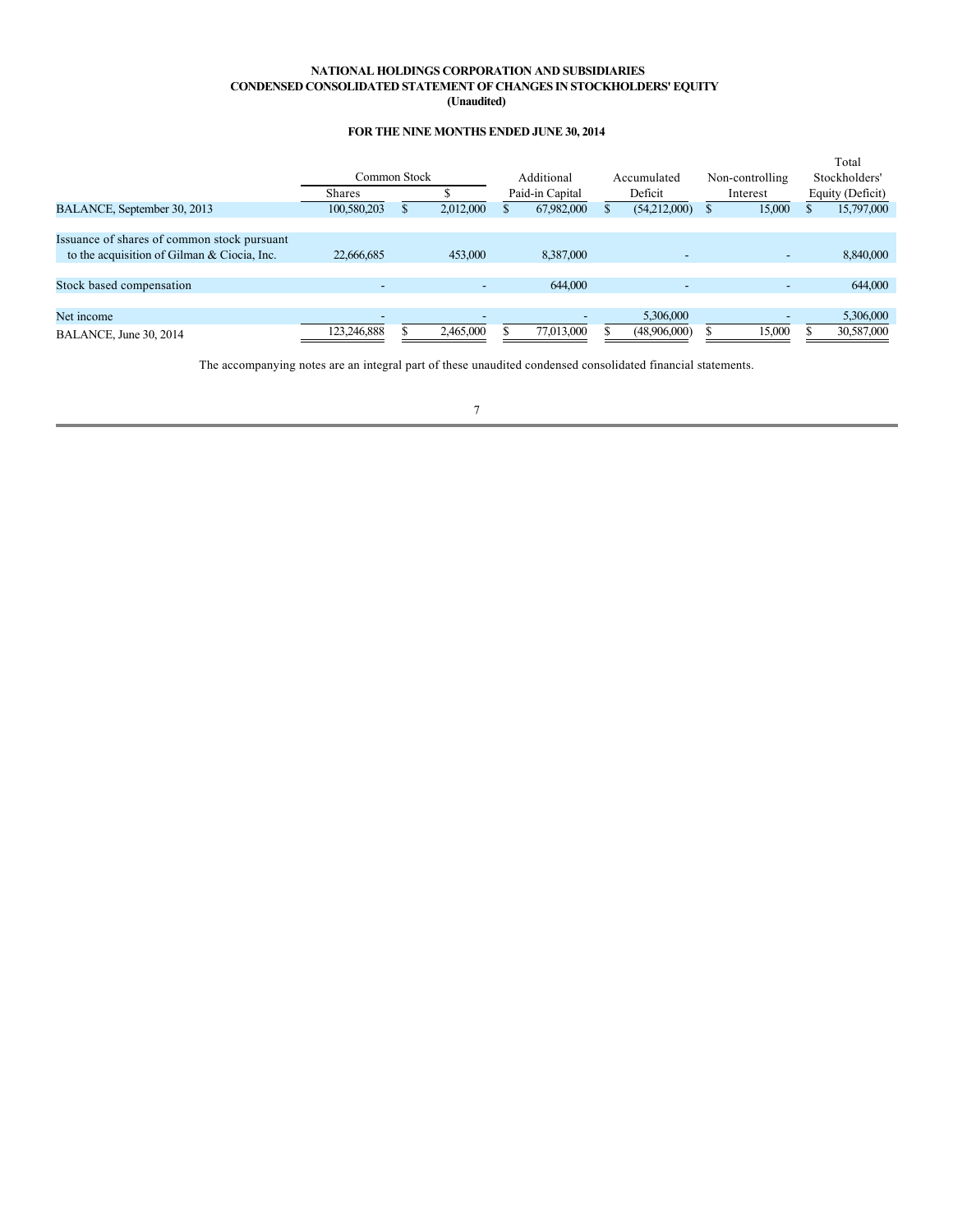**NATIONAL HOLDINGS CORPORATION AND SUBSIDIARIES**
**CONDENSED CONSOLIDATED STATEMENT OF CHANGES IN STOCKHOLDERS' EQUITY**
**(Unaudited)**

**FOR THE NINE MONTHS ENDED JUNE 30, 2014**

| | Common Stock | | Additional Paid-in Capital | Accumulated Deficit | Non-controlling Interest | Total Stockholders' Equity (Deficit) |
|---|---|---|---|---|---|---|
| | Shares | $ | | | | |
| BALANCE, September 30, 2013 | 100,580,203 | $ 2,012,000 | $ 67,982,000 | $ (54,212,000) | $ 15,000 | $ 15,797,000 |
| Issuance of shares of common stock pursuant to the acquisition of Gilman & Ciocia, Inc. | 22,666,685 | 453,000 | 8,387,000 | - | - | 8,840,000 |
| Stock based compensation | - | - | 644,000 | - | - | 644,000 |
| Net income | - | - | - | 5,306,000 | - | 5,306,000 |
| BALANCE, June 30, 2014 | 123,246,888 | $ 2,465,000 | $ 77,013,000 | $ (48,906,000) | $ 15,000 | $ 30,587,000 |

The accompanying notes are an integral part of these unaudited condensed consolidated financial statements.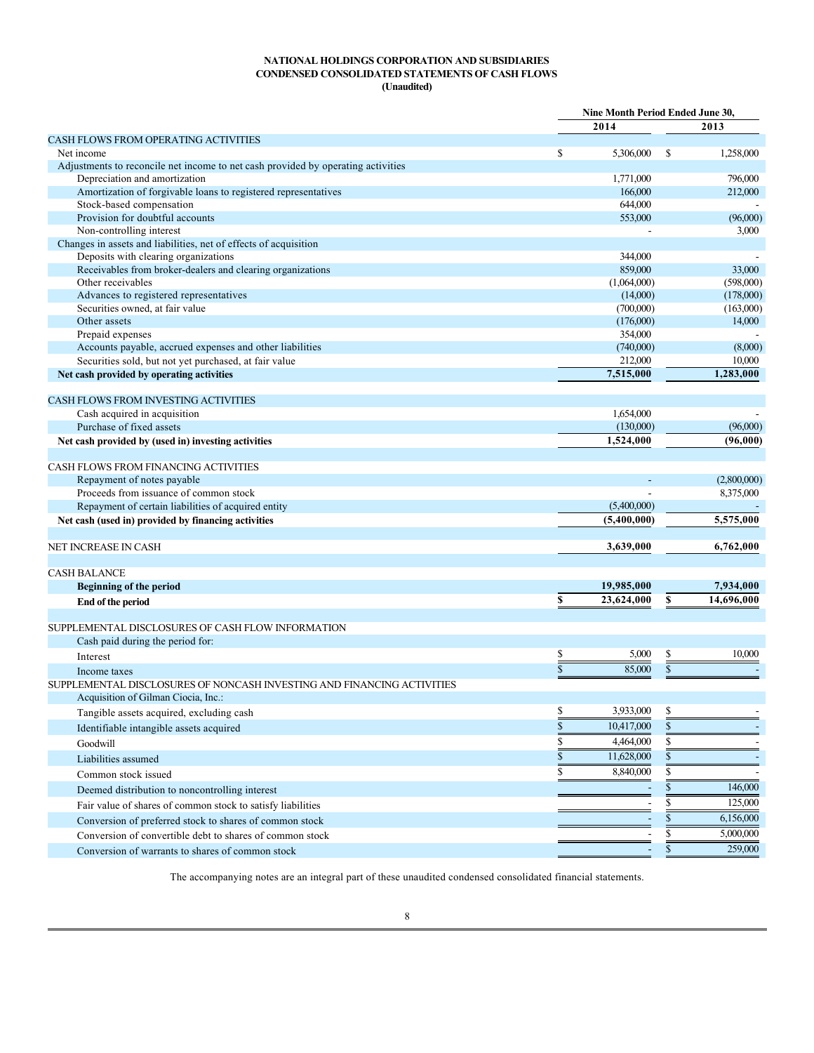**NATIONAL HOLDINGS CORPORATION AND SUBSIDIARIES**
**CONDENSED CONSOLIDATED STATEMENTS OF CASH FLOWS**
**(Unaudited)**

| | Nine Month Period Ended June 30, | |
|---|---|---|
| | 2014 | 2013 |
| CASH FLOWS FROM OPERATING ACTIVITIES | | |
| Net income | $ 5,306,000 | $ 1,258,000 |
| Adjustments to reconcile net income to net cash provided by operating activities | | |
| Depreciation and amortization | 1,771,000 | 796,000 |
| Amortization of forgivable loans to registered representatives | 166,000 | 212,000 |
| Stock-based compensation | 644,000 | - |
| Provision for doubtful accounts | 553,000 | (96,000) |
| Non-controlling interest | - | 3,000 |
| Changes in assets and liabilities, net of effects of acquisition | | |
| Deposits with clearing organizations | 344,000 | - |
| Receivables from broker-dealers and clearing organizations | 859,000 | 33,000 |
| Other receivables | (1,064,000) | (598,000) |
| Advances to registered representatives | (14,000) | (178,000) |
| Securities owned, at fair value | (700,000) | (163,000) |
| Other assets | (176,000) | 14,000 |
| Prepaid expenses | 354,000 | - |
| Accounts payable, accrued expenses and other liabilities | (740,000) | (8,000) |
| Securities sold, but not yet purchased, at fair value | 212,000 | 10,000 |
| **Net cash provided by operating activities** | **7,515,000** | **1,283,000** |
| | | |
| CASH FLOWS FROM INVESTING ACTIVITIES | | |
| Cash acquired in acquisition | 1,654,000 | - |
| Purchase of fixed assets | (130,000) | (96,000) |
| **Net cash provided by (used in) investing activities** | **1,524,000** | **(96,000)** |
| | | |
| CASH FLOWS FROM FINANCING ACTIVITIES | | |
| Repayment of notes payable | - | (2,800,000) |
| Proceeds from issuance of common stock | - | 8,375,000 |
| Repayment of certain liabilities of acquired entity | (5,400,000) | - |
| **Net cash (used in) provided by financing activities** | **(5,400,000)** | **5,575,000** |
| | | |
| NET INCREASE IN CASH | **3,639,000** | **6,762,000** |
| | | |
| CASH BALANCE | | |
| **Beginning of the period** | **19,985,000** | **7,934,000** |
| **End of the period** | **$ 23,624,000** | **$ 14,696,000** |
| | | |
| SUPPLEMENTAL DISCLOSURES OF CASH FLOW INFORMATION | | |
| Cash paid during the period for: | | |
| Interest | $ 5,000 | $ 10,000 |
| Income taxes | $ 85,000 | $ - |
| SUPPLEMENTAL DISCLOSURES OF NONCASH INVESTING AND FINANCING ACTIVITIES | | |
| Acquisition of Gilman Ciocia, Inc.: | | |
| Tangible assets acquired, excluding cash | $ 3,933,000 | $ - |
| Identifiable intangible assets acquired | $ 10,417,000 | $ - |
| Goodwill | $ 4,464,000 | $ - |
| Liabilities assumed | $ 11,628,000 | $ - |
| Common stock issued | $ 8,840,000 | $ - |
| Deemed distribution to noncontrolling interest | - | $ 146,000 |
| Fair value of shares of common stock to satisfy liabilities | - | $ 125,000 |
| Conversion of preferred stock to shares of common stock | - | $ 6,156,000 |
| Conversion of convertible debt to shares of common stock | - | $ 5,000,000 |
| Conversion of warrants to shares of common stock | - | $ 259,000 |

The accompanying notes are an integral part of these unaudited condensed consolidated financial statements.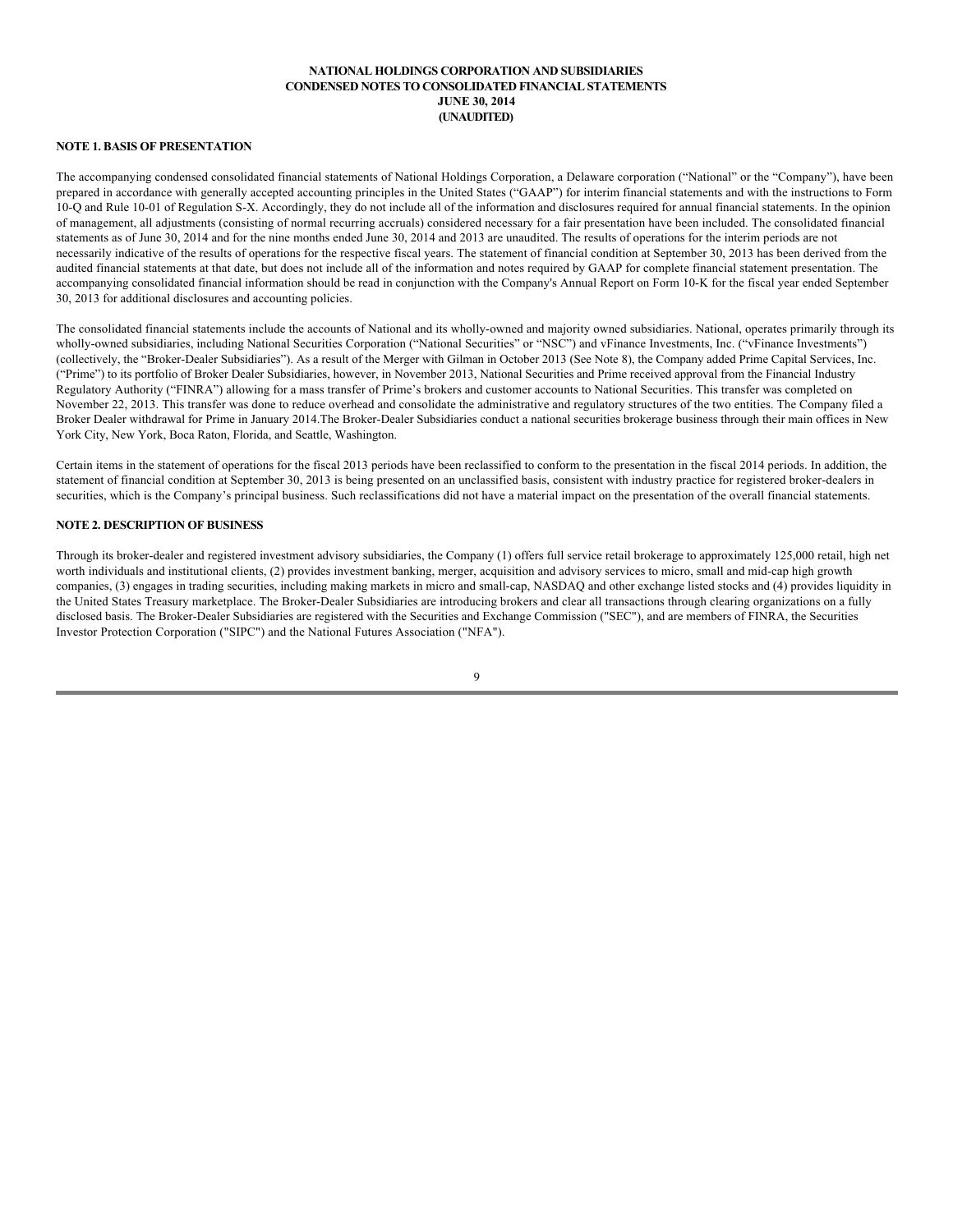**NATIONAL HOLDINGS CORPORATION AND SUBSIDIARIES**
**CONDENSED NOTES TO CONSOLIDATED FINANCIAL STATEMENTS**
**JUNE 30, 2014**
**(UNAUDITED)**

**NOTE 1. BASIS OF PRESENTATION**

The accompanying condensed consolidated financial statements of National Holdings Corporation, a Delaware corporation ("National" or the "Company"), have been prepared in accordance with generally accepted accounting principles in the United States ("GAAP") for interim financial statements and with the instructions to Form 10-Q and Rule 10-01 of Regulation S-X. Accordingly, they do not include all of the information and disclosures required for annual financial statements. In the opinion of management, all adjustments (consisting of normal recurring accruals) considered necessary for a fair presentation have been included. The consolidated financial statements as of June 30, 2014 and for the nine months ended June 30, 2014 and 2013 are unaudited. The results of operations for the interim periods are not necessarily indicative of the results of operations for the respective fiscal years. The statement of financial condition at September 30, 2013 has been derived from the audited financial statements at that date, but does not include all of the information and notes required by GAAP for complete financial statement presentation. The accompanying consolidated financial information should be read in conjunction with the Company's Annual Report on Form 10-K for the fiscal year ended September 30, 2013 for additional disclosures and accounting policies.

The consolidated financial statements include the accounts of National and its wholly-owned and majority owned subsidiaries. National, operates primarily through its wholly-owned subsidiaries, including National Securities Corporation ("National Securities" or "NSC") and vFinance Investments, Inc. ("vFinance Investments") (collectively, the "Broker-Dealer Subsidiaries"). As a result of the Merger with Gilman in October 2013 (See Note 8), the Company added Prime Capital Services, Inc. ("Prime") to its portfolio of Broker Dealer Subsidiaries, however, in November 2013, National Securities and Prime received approval from the Financial Industry Regulatory Authority ("FINRA") allowing for a mass transfer of Prime's brokers and customer accounts to National Securities. This transfer was completed on November 22, 2013. This transfer was done to reduce overhead and consolidate the administrative and regulatory structures of the two entities. The Company filed a Broker Dealer withdrawal for Prime in January 2014.The Broker-Dealer Subsidiaries conduct a national securities brokerage business through their main offices in New York City, New York, Boca Raton, Florida, and Seattle, Washington.

Certain items in the statement of operations for the fiscal 2013 periods have been reclassified to conform to the presentation in the fiscal 2014 periods. In addition, the statement of financial condition at September 30, 2013 is being presented on an unclassified basis, consistent with industry practice for registered broker-dealers in securities, which is the Company's principal business. Such reclassifications did not have a material impact on the presentation of the overall financial statements.

**NOTE 2. DESCRIPTION OF BUSINESS**

Through its broker-dealer and registered investment advisory subsidiaries, the Company (1) offers full service retail brokerage to approximately 125,000 retail, high net worth individuals and institutional clients, (2) provides investment banking, merger, acquisition and advisory services to micro, small and mid-cap high growth companies, (3) engages in trading securities, including making markets in micro and small-cap, NASDAQ and other exchange listed stocks and (4) provides liquidity in the United States Treasury marketplace. The Broker-Dealer Subsidiaries are introducing brokers and clear all transactions through clearing organizations on a fully disclosed basis. The Broker-Dealer Subsidiaries are registered with the Securities and Exchange Commission ("SEC"), and are members of FINRA, the Securities Investor Protection Corporation ("SIPC") and the National Futures Association ("NFA").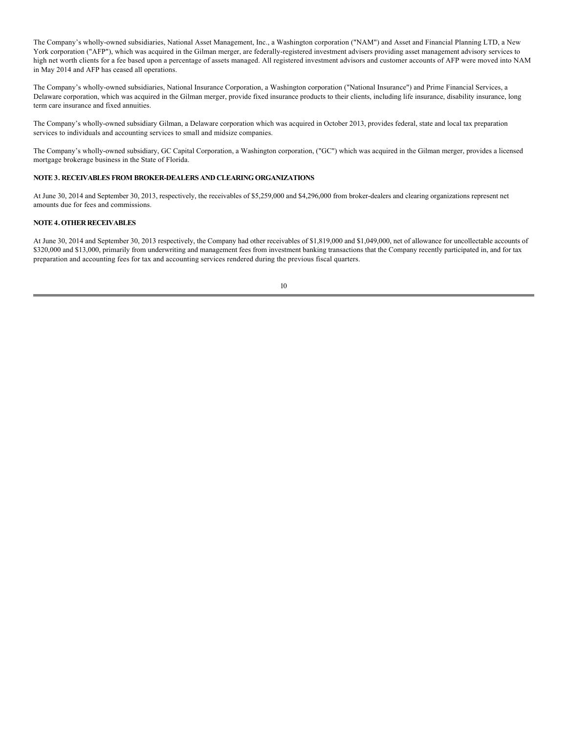The Company's wholly-owned subsidiaries, National Asset Management, Inc., a Washington corporation ("NAM") and Asset and Financial Planning LTD, a New York corporation ("AFP"), which was acquired in the Gilman merger, are federally-registered investment advisers providing asset management advisory services to high net worth clients for a fee based upon a percentage of assets managed. All registered investment advisors and customer accounts of AFP were moved into NAM in May 2014 and AFP has ceased all operations.

The Company's wholly-owned subsidiaries, National Insurance Corporation, a Washington corporation ("National Insurance") and Prime Financial Services, a Delaware corporation, which was acquired in the Gilman merger, provide fixed insurance products to their clients, including life insurance, disability insurance, long term care insurance and fixed annuities.

The Company's wholly-owned subsidiary Gilman, a Delaware corporation which was acquired in October 2013, provides federal, state and local tax preparation services to individuals and accounting services to small and midsize companies.

The Company's wholly-owned subsidiary, GC Capital Corporation, a Washington corporation, ("GC") which was acquired in the Gilman merger, provides a licensed mortgage brokerage business in the State of Florida.

**NOTE 3. RECEIVABLES FROM BROKER-DEALERS AND CLEARING ORGANIZATIONS**

At June 30, 2014 and September 30, 2013, respectively, the receivables of $5,259,000 and $4,296,000 from broker-dealers and clearing organizations represent net amounts due for fees and commissions.

**NOTE 4. OTHER RECEIVABLES**

At June 30, 2014 and September 30, 2013 respectively, the Company had other receivables of $1,819,000 and $1,049,000, net of allowance for uncollectable accounts of $320,000 and $13,000, primarily from underwriting and management fees from investment banking transactions that the Company recently participated in, and for tax preparation and accounting fees for tax and accounting services rendered during the previous fiscal quarters.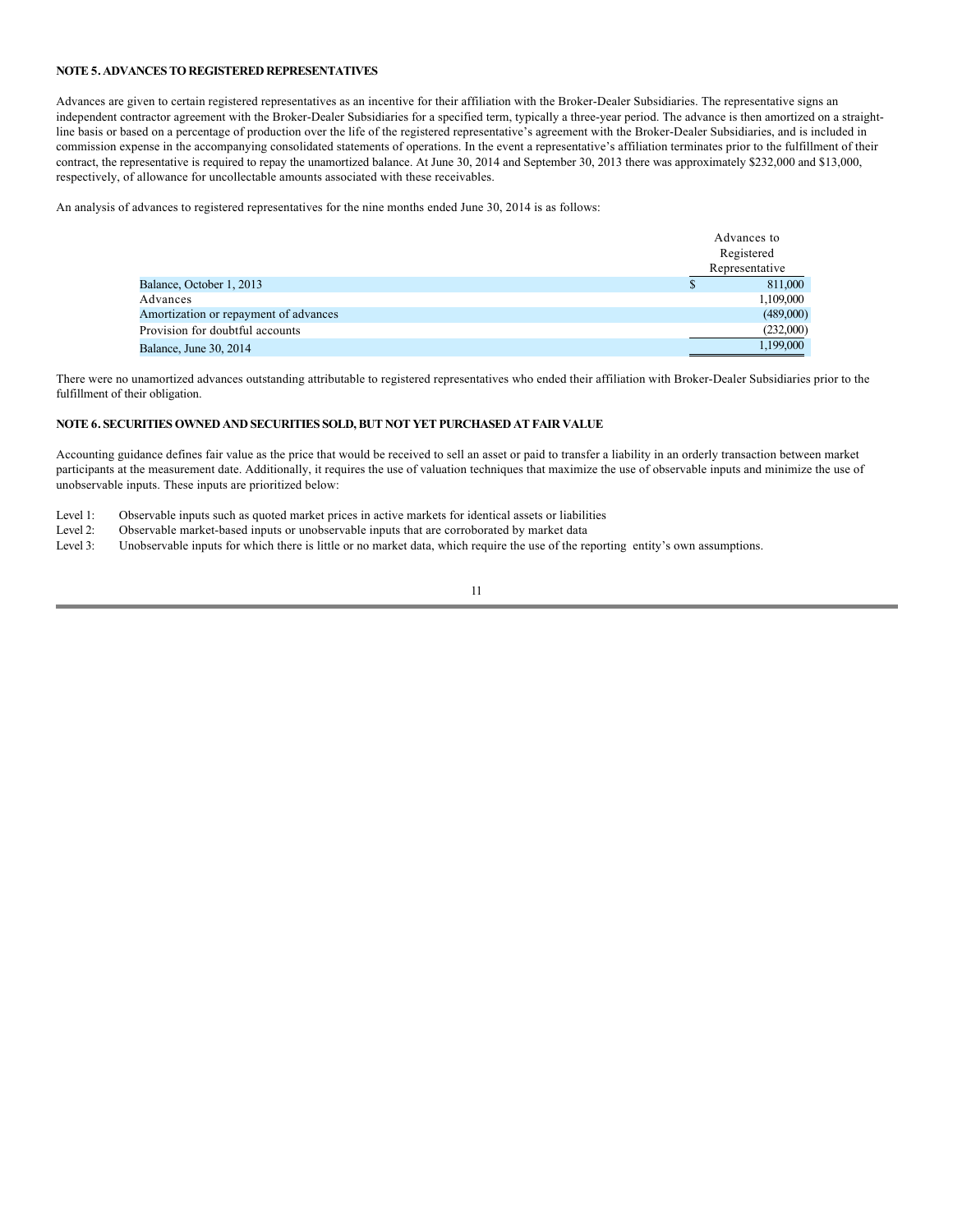**NOTE 5. ADVANCES TO REGISTERED REPRESENTATIVES**

Advances are given to certain registered representatives as an incentive for their affiliation with the Broker-Dealer Subsidiaries. The representative signs an independent contractor agreement with the Broker-Dealer Subsidiaries for a specified term, typically a three-year period. The advance is then amortized on a straight-line basis or based on a percentage of production over the life of the registered representative's agreement with the Broker-Dealer Subsidiaries, and is included in commission expense in the accompanying consolidated statements of operations. In the event a representative's affiliation terminates prior to the fulfillment of their contract, the representative is required to repay the unamortized balance. At June 30, 2014 and September 30, 2013 there was approximately $232,000 and $13,000, respectively, of allowance for uncollectable amounts associated with these receivables.

An analysis of advances to registered representatives for the nine months ended June 30, 2014 is as follows:

| | Advances to Registered Representative |
|---|---|
| Balance, October 1, 2013 | $ 811,000 |
| Advances | 1,109,000 |
| Amortization or repayment of advances | (489,000) |
| Provision for doubtful accounts | (232,000) |
| Balance, June 30, 2014 | 1,199,000 |

There were no unamortized advances outstanding attributable to registered representatives who ended their affiliation with Broker-Dealer Subsidiaries prior to the fulfillment of their obligation.

**NOTE 6. SECURITIES OWNED AND SECURITIES SOLD, BUT NOT YET PURCHASED AT FAIR VALUE**

Accounting guidance defines fair value as the price that would be received to sell an asset or paid to transfer a liability in an orderly transaction between market participants at the measurement date. Additionally, it requires the use of valuation techniques that maximize the use of observable inputs and minimize the use of unobservable inputs. These inputs are prioritized below:

Level 1: Observable inputs such as quoted market prices in active markets for identical assets or liabilities

Level 2: Observable market-based inputs or unobservable inputs that are corroborated by market data

Level 3: Unobservable inputs for which there is little or no market data, which require the use of the reporting entity's own assumptions.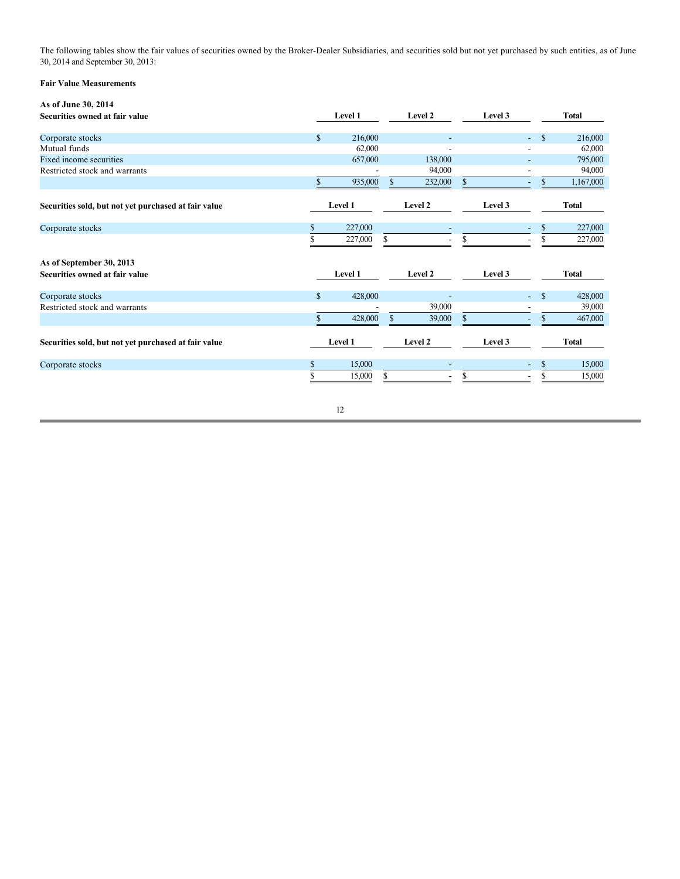The following tables show the fair values of securities owned by the Broker-Dealer Subsidiaries, and securities sold but not yet purchased by such entities, as of June 30, 2014 and September 30, 2013:

**Fair Value Measurements**

**As of June 30, 2014**

| **Securities owned at fair value** | **Level 1** | **Level 2** | **Level 3** | **Total** |
|---|---|---|---|---|
| Corporate stocks | $ 216,000 | - | - | $ 216,000 |
| Mutual funds | 62,000 | - | - | 62,000 |
| Fixed income securities | 657,000 | 138,000 | - | 795,000 |
| Restricted stock and warrants | - | 94,000 | - | 94,000 |
| | $ 935,000 | $ 232,000 | $ - | $ 1,167,000 |

| **Securities sold, but not yet purchased at fair value** | **Level 1** | **Level 2** | **Level 3** | **Total** |
|---|---|---|---|---|
| Corporate stocks | $ 227,000 | - | - | $ 227,000 |
| | $ 227,000 | $ - | $ - | $ 227,000 |

**As of September 30, 2013**

| **Securities owned at fair value** | **Level 1** | **Level 2** | **Level 3** | **Total** |
|---|---|---|---|---|
| Corporate stocks | $ 428,000 | - | - | $ 428,000 |
| Restricted stock and warrants | - | 39,000 | - | 39,000 |
| | $ 428,000 | $ 39,000 | $ - | $ 467,000 |

| **Securities sold, but not yet purchased at fair value** | **Level 1** | **Level 2** | **Level 3** | **Total** |
|---|---|---|---|---|
| Corporate stocks | $ 15,000 | - | - | $ 15,000 |
| | $ 15,000 | $ - | $ - | $ 15,000 |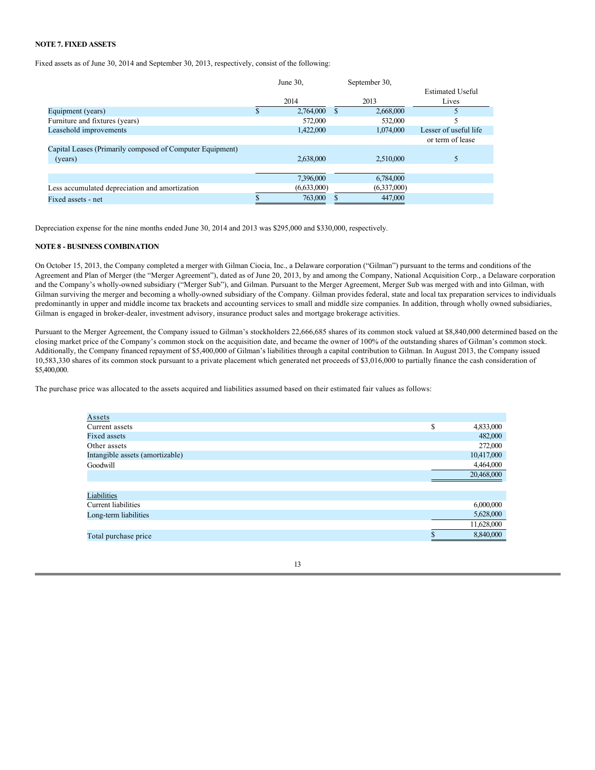**NOTE 7. FIXED ASSETS**

Fixed assets as of June 30, 2014 and September 30, 2013, respectively, consist of the following:

| | June 30, 2014 | September 30, 2013 | Estimated Useful Lives |
|---|---|---|---|
| Equipment (years) | $ 2,764,000 | $ 2,668,000 | 5 |
| Furniture and fixtures (years) | 572,000 | 532,000 | 5 |
| Leasehold improvements | 1,422,000 | 1,074,000 | Lesser of useful life or term of lease |
| Capital Leases (Primarily composed of Computer Equipment) (years) | 2,638,000 | 2,510,000 | 5 |
| | 7,396,000 | 6,784,000 | |
| Less accumulated depreciation and amortization | (6,633,000) | (6,337,000) | |
| Fixed assets - net | $ 763,000 | $ 447,000 | |

Depreciation expense for the nine months ended June 30, 2014 and 2013 was $295,000 and $330,000, respectively.

**NOTE 8 - BUSINESS COMBINATION**

On October 15, 2013, the Company completed a merger with Gilman Ciocia, Inc., a Delaware corporation ("Gilman") pursuant to the terms and conditions of the Agreement and Plan of Merger (the "Merger Agreement"), dated as of June 20, 2013, by and among the Company, National Acquisition Corp., a Delaware corporation and the Company's wholly-owned subsidiary ("Merger Sub"), and Gilman. Pursuant to the Merger Agreement, Merger Sub was merged with and into Gilman, with Gilman surviving the merger and becoming a wholly-owned subsidiary of the Company. Gilman provides federal, state and local tax preparation services to individuals predominantly in upper and middle income tax brackets and accounting services to small and middle size companies. In addition, through wholly owned subsidiaries, Gilman is engaged in broker-dealer, investment advisory, insurance product sales and mortgage brokerage activities.

Pursuant to the Merger Agreement, the Company issued to Gilman's stockholders 22,666,685 shares of its common stock valued at $8,840,000 determined based on the closing market price of the Company's common stock on the acquisition date, and became the owner of 100% of the outstanding shares of Gilman's common stock. Additionally, the Company financed repayment of $5,400,000 of Gilman's liabilities through a capital contribution to Gilman. In August 2013, the Company issued 10,583,330 shares of its common stock pursuant to a private placement which generated net proceeds of $3,016,000 to partially finance the cash consideration of $5,400,000.

The purchase price was allocated to the assets acquired and liabilities assumed based on their estimated fair values as follows:

| | |
|---|---|
| Assets | |
| Current assets | $ 4,833,000 |
| Fixed assets | 482,000 |
| Other assets | 272,000 |
| Intangible assets (amortizable) | 10,417,000 |
| Goodwill | 4,464,000 |
| | 20,468,000 |
| Liabilities | |
| Current liabilities | 6,000,000 |
| Long-term liabilities | 5,628,000 |
| | 11,628,000 |
| Total purchase price | $ 8,840,000 |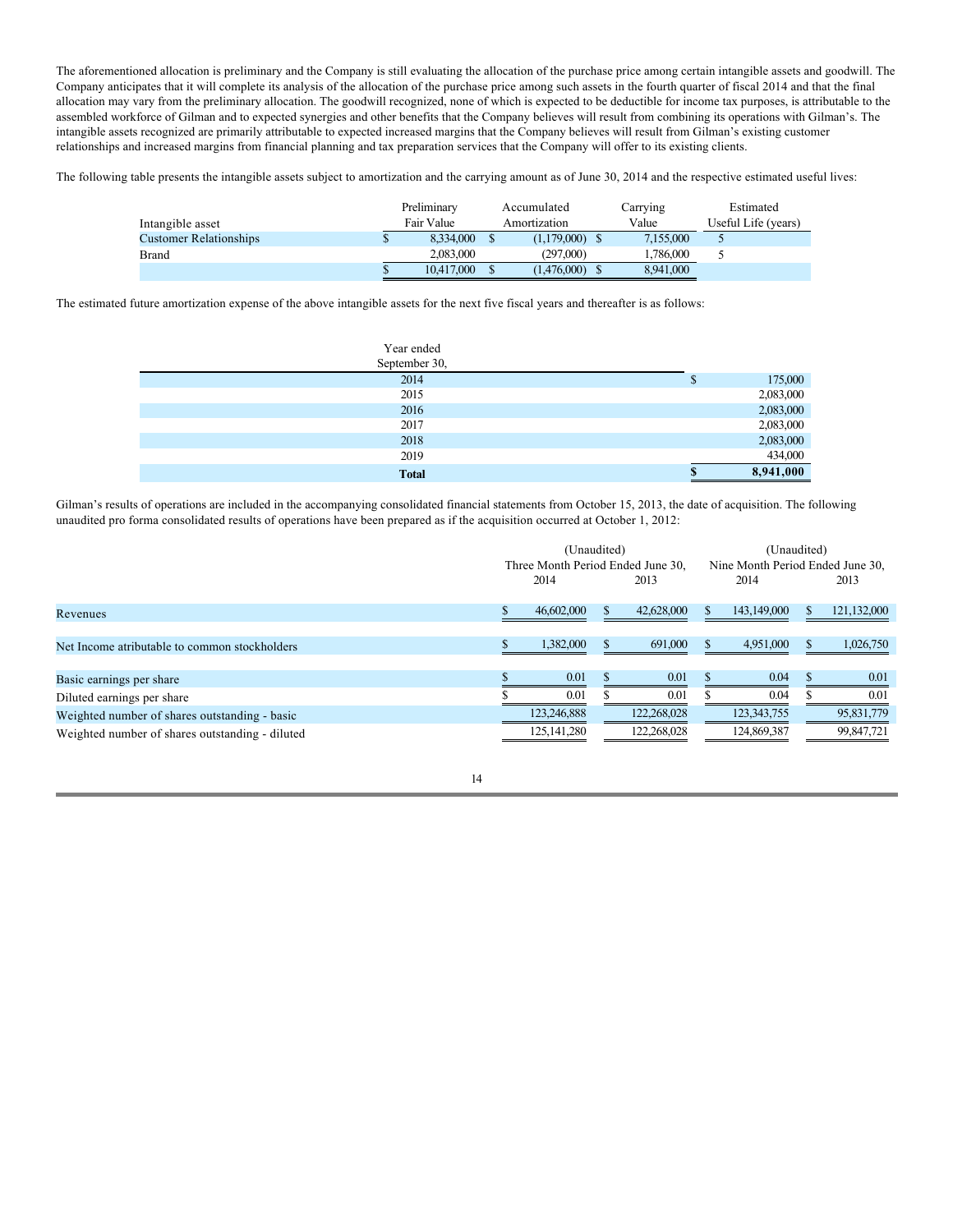The aforementioned allocation is preliminary and the Company is still evaluating the allocation of the purchase price among certain intangible assets and goodwill. The Company anticipates that it will complete its analysis of the allocation of the purchase price among such assets in the fourth quarter of fiscal 2014 and that the final allocation may vary from the preliminary allocation. The goodwill recognized, none of which is expected to be deductible for income tax purposes, is attributable to the assembled workforce of Gilman and to expected synergies and other benefits that the Company believes will result from combining its operations with Gilman's. The intangible assets recognized are primarily attributable to expected increased margins that the Company believes will result from Gilman's existing customer relationships and increased margins from financial planning and tax preparation services that the Company will offer to its existing clients.

The following table presents the intangible assets subject to amortization and the carrying amount as of June 30, 2014 and the respective estimated useful lives:

| Intangible asset | Preliminary Fair Value | Accumulated Amortization | Carrying Value | Estimated Useful Life (years) |
|---|---|---|---|---|
| Customer Relationships | $ 8,334,000 | $ (1,179,000) | $ 7,155,000 | 5 |
| Brand | 2,083,000 | (297,000) | 1,786,000 | 5 |
| | $ 10,417,000 | $ (1,476,000) | $ 8,941,000 | |

The estimated future amortization expense of the above intangible assets for the next five fiscal years and thereafter is as follows:

| Year ended September 30, | |
|---|---|
| 2014 | $ 175,000 |
| 2015 | 2,083,000 |
| 2016 | 2,083,000 |
| 2017 | 2,083,000 |
| 2018 | 2,083,000 |
| 2019 | 434,000 |
| **Total** | **$ 8,941,000** |

Gilman's results of operations are included in the accompanying consolidated financial statements from October 15, 2013, the date of acquisition. The following unaudited pro forma consolidated results of operations have been prepared as if the acquisition occurred at October 1, 2012:

| | (Unaudited) Three Month Period Ended June 30, | | (Unaudited) Nine Month Period Ended June 30, | |
|---|---|---|---|---|
| | 2014 | 2013 | 2014 | 2013 |
| Revenues | $ 46,602,000 | $ 42,628,000 | $ 143,149,000 | $ 121,132,000 |
| Net Income atributable to common stockholders | $ 1,382,000 | $ 691,000 | $ 4,951,000 | $ 1,026,750 |
| Basic earnings per share | $ 0.01 | $ 0.01 | $ 0.04 | $ 0.01 |
| Diluted earnings per share | $ 0.01 | $ 0.01 | $ 0.04 | $ 0.01 |
| Weighted number of shares outstanding - basic | 123,246,888 | 122,268,028 | 123,343,755 | 95,831,779 |
| Weighted number of shares outstanding - diluted | 125,141,280 | 122,268,028 | 124,869,387 | 99,847,721 |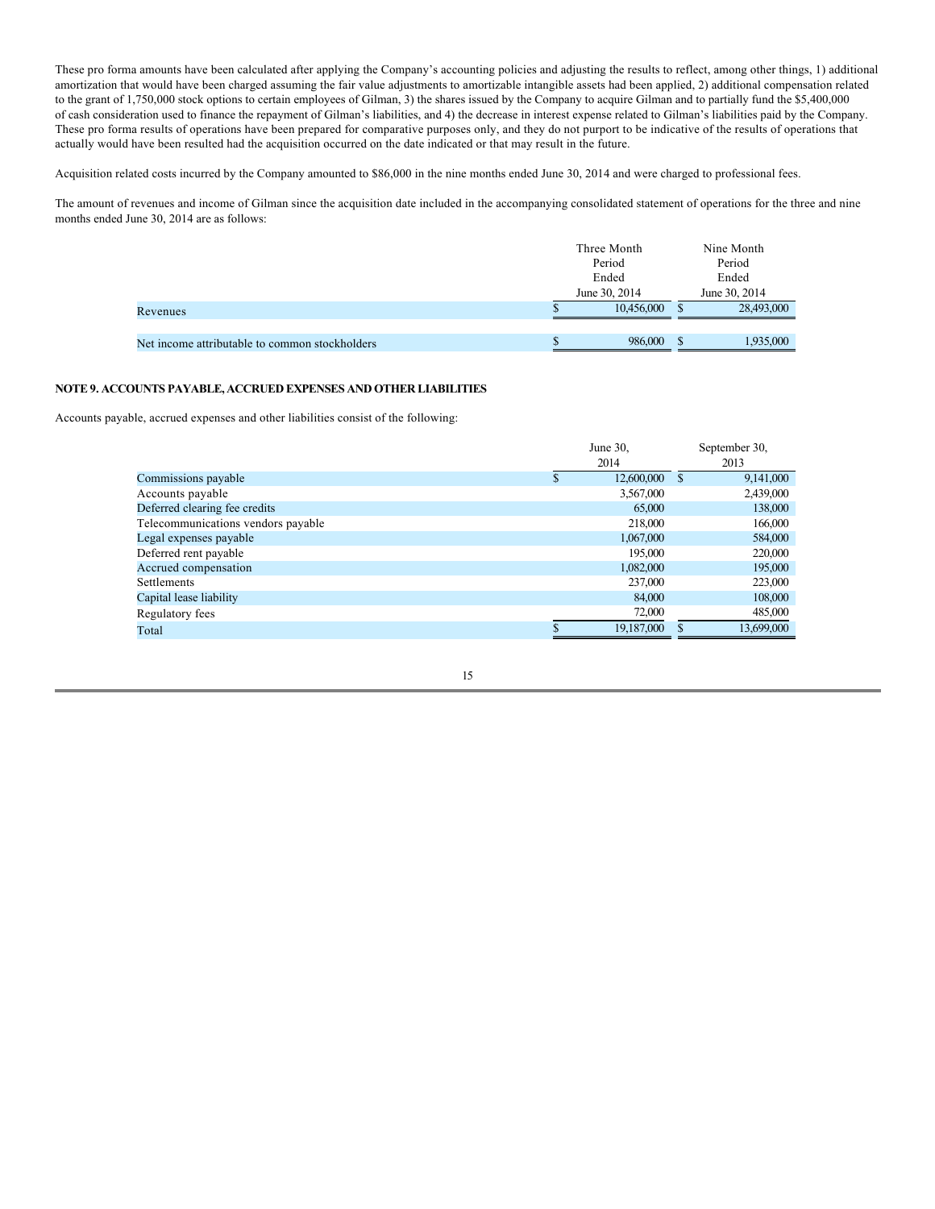These pro forma amounts have been calculated after applying the Company's accounting policies and adjusting the results to reflect, among other things, 1) additional amortization that would have been charged assuming the fair value adjustments to amortizable intangible assets had been applied, 2) additional compensation related to the grant of 1,750,000 stock options to certain employees of Gilman, 3) the shares issued by the Company to acquire Gilman and to partially fund the $5,400,000 of cash consideration used to finance the repayment of Gilman's liabilities, and 4) the decrease in interest expense related to Gilman's liabilities paid by the Company. These pro forma results of operations have been prepared for comparative purposes only, and they do not purport to be indicative of the results of operations that actually would have been resulted had the acquisition occurred on the date indicated or that may result in the future.

Acquisition related costs incurred by the Company amounted to $86,000 in the nine months ended June 30, 2014 and were charged to professional fees.

The amount of revenues and income of Gilman since the acquisition date included in the accompanying consolidated statement of operations for the three and nine months ended June 30, 2014 are as follows:

| | Three Month Period Ended June 30, 2014 | Nine Month Period Ended June 30, 2014 |
|---|---|---|
| Revenues | $ 10,456,000 | $ 28,493,000 |
| Net income attributable to common stockholders | $ 986,000 | $ 1,935,000 |

## NOTE 9. ACCOUNTS PAYABLE, ACCRUED EXPENSES AND OTHER LIABILITIES

Accounts payable, accrued expenses and other liabilities consist of the following:

| | June 30, 2014 | September 30, 2013 |
|---|---|---|
| Commissions payable | $ 12,600,000 | $ 9,141,000 |
| Accounts payable | 3,567,000 | 2,439,000 |
| Deferred clearing fee credits | 65,000 | 138,000 |
| Telecommunications vendors payable | 218,000 | 166,000 |
| Legal expenses payable | 1,067,000 | 584,000 |
| Deferred rent payable | 195,000 | 220,000 |
| Accrued compensation | 1,082,000 | 195,000 |
| Settlements | 237,000 | 223,000 |
| Capital lease liability | 84,000 | 108,000 |
| Regulatory fees | 72,000 | 485,000 |
| Total | $ 19,187,000 | $ 13,699,000 |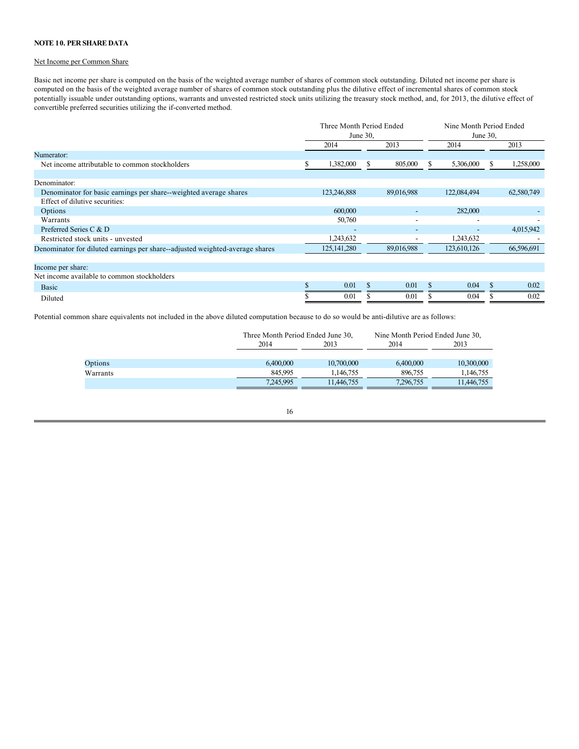**NOTE 10. PER SHARE DATA**

Net Income per Common Share

Basic net income per share is computed on the basis of the weighted average number of shares of common stock outstanding. Diluted net income per share is computed on the basis of the weighted average number of shares of common stock outstanding plus the dilutive effect of incremental shares of common stock potentially issuable under outstanding options, warrants and unvested restricted stock units utilizing the treasury stock method, and, for 2013, the dilutive effect of convertible preferred securities utilizing the if-converted method.

| | Three Month Period Ended June 30, | | Nine Month Period Ended June 30, | |
|---|---|---|---|---|
| | 2014 | 2013 | 2014 | 2013 |
| Numerator: | | | | |
| Net income attributable to common stockholders | $ 1,382,000 | $ 805,000 | $ 5,306,000 | $ 1,258,000 |
| Denominator: | | | | |
| Denominator for basic earnings per share--weighted average shares | 123,246,888 | 89,016,988 | 122,084,494 | 62,580,749 |
| Effect of dilutive securities: | | | | |
| Options | 600,000 | - | 282,000 | - |
| Warrants | 50,760 | - | - | - |
| Preferred Series C & D | - | - | - | 4,015,942 |
| Restricted stock units - unvested | 1,243,632 | - | 1,243,632 | - |
| Denominator for diluted earnings per share--adjusted weighted-average shares | 125,141,280 | 89,016,988 | 123,610,126 | 66,596,691 |
| Income per share: | | | | |
| Net income available to common stockholders | | | | |
| Basic | $ 0.01 | $ 0.01 | $ 0.04 | $ 0.02 |
| Diluted | $ 0.01 | $ 0.01 | $ 0.04 | $ 0.02 |

Potential common share equivalents not included in the above diluted computation because to do so would be anti-dilutive are as follows:

| | Three Month Period Ended June 30, | | Nine Month Period Ended June 30, | |
|---|---|---|---|---|
| | 2014 | 2013 | 2014 | 2013 |
| Options | 6,400,000 | 10,700,000 | 6,400,000 | 10,300,000 |
| Warrants | 845,995 | 1,146,755 | 896,755 | 1,146,755 |
| | 7,245,995 | 11,446,755 | 7,296,755 | 11,446,755 |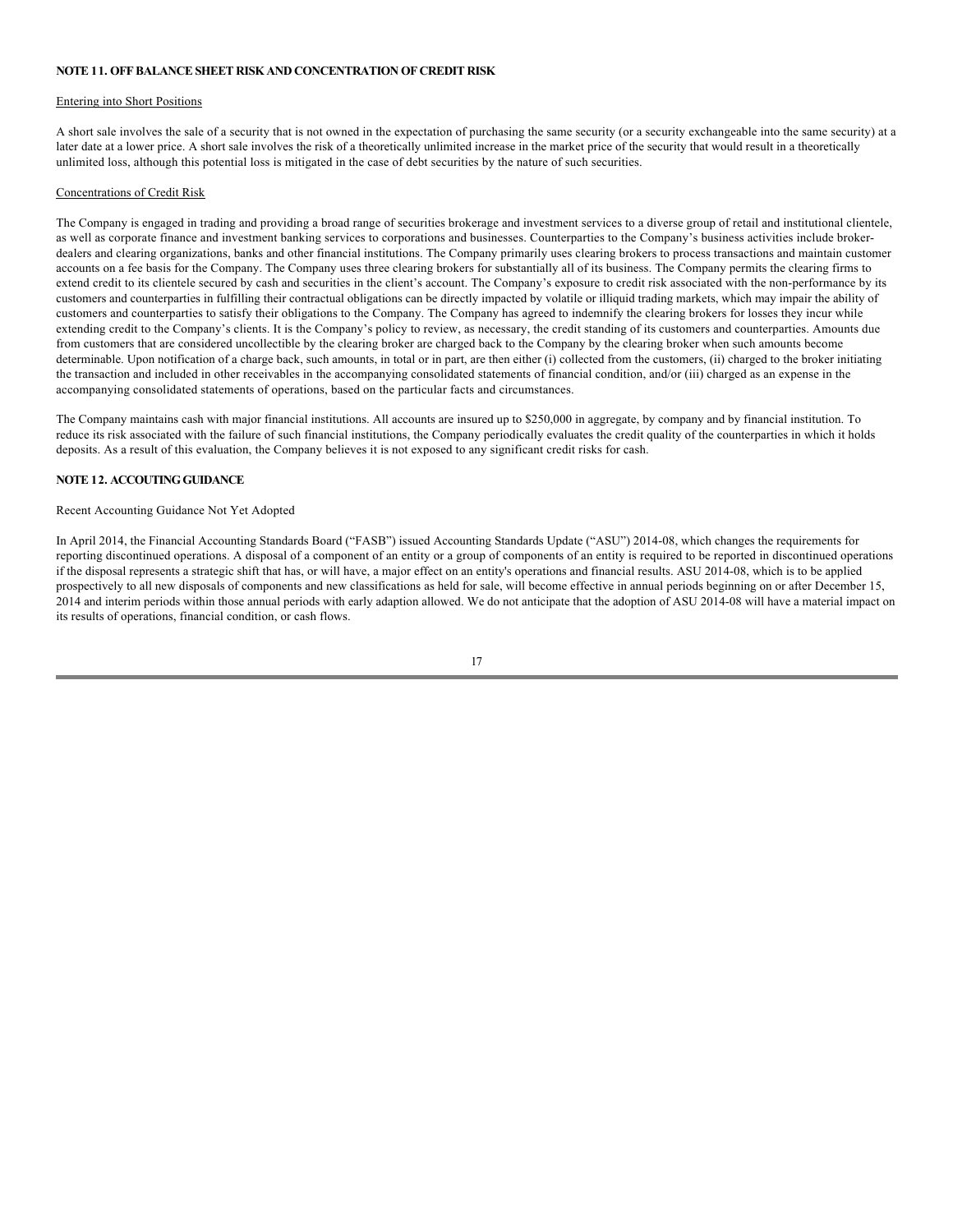**NOTE 11. OFF BALANCE SHEET RISK AND CONCENTRATION OF CREDIT RISK**

Entering into Short Positions

A short sale involves the sale of a security that is not owned in the expectation of purchasing the same security (or a security exchangeable into the same security) at a later date at a lower price. A short sale involves the risk of a theoretically unlimited increase in the market price of the security that would result in a theoretically unlimited loss, although this potential loss is mitigated in the case of debt securities by the nature of such securities.

Concentrations of Credit Risk

The Company is engaged in trading and providing a broad range of securities brokerage and investment services to a diverse group of retail and institutional clientele, as well as corporate finance and investment banking services to corporations and businesses. Counterparties to the Company's business activities include broker-dealers and clearing organizations, banks and other financial institutions. The Company primarily uses clearing brokers to process transactions and maintain customer accounts on a fee basis for the Company. The Company uses three clearing brokers for substantially all of its business. The Company permits the clearing firms to extend credit to its clientele secured by cash and securities in the client's account. The Company's exposure to credit risk associated with the non-performance by its customers and counterparties in fulfilling their contractual obligations can be directly impacted by volatile or illiquid trading markets, which may impair the ability of customers and counterparties to satisfy their obligations to the Company. The Company has agreed to indemnify the clearing brokers for losses they incur while extending credit to the Company's clients. It is the Company's policy to review, as necessary, the credit standing of its customers and counterparties. Amounts due from customers that are considered uncollectible by the clearing broker are charged back to the Company by the clearing broker when such amounts become determinable. Upon notification of a charge back, such amounts, in total or in part, are then either (i) collected from the customers, (ii) charged to the broker initiating the transaction and included in other receivables in the accompanying consolidated statements of financial condition, and/or (iii) charged as an expense in the accompanying consolidated statements of operations, based on the particular facts and circumstances.

The Company maintains cash with major financial institutions. All accounts are insured up to $250,000 in aggregate, by company and by financial institution. To reduce its risk associated with the failure of such financial institutions, the Company periodically evaluates the credit quality of the counterparties in which it holds deposits. As a result of this evaluation, the Company believes it is not exposed to any significant credit risks for cash.

**NOTE 12. ACCOUTING GUIDANCE**

Recent Accounting Guidance Not Yet Adopted

In April 2014, the Financial Accounting Standards Board ("FASB") issued Accounting Standards Update ("ASU") 2014-08, which changes the requirements for reporting discontinued operations. A disposal of a component of an entity or a group of components of an entity is required to be reported in discontinued operations if the disposal represents a strategic shift that has, or will have, a major effect on an entity's operations and financial results. ASU 2014-08, which is to be applied prospectively to all new disposals of components and new classifications as held for sale, will become effective in annual periods beginning on or after December 15, 2014 and interim periods within those annual periods with early adaption allowed. We do not anticipate that the adoption of ASU 2014-08 will have a material impact on its results of operations, financial condition, or cash flows.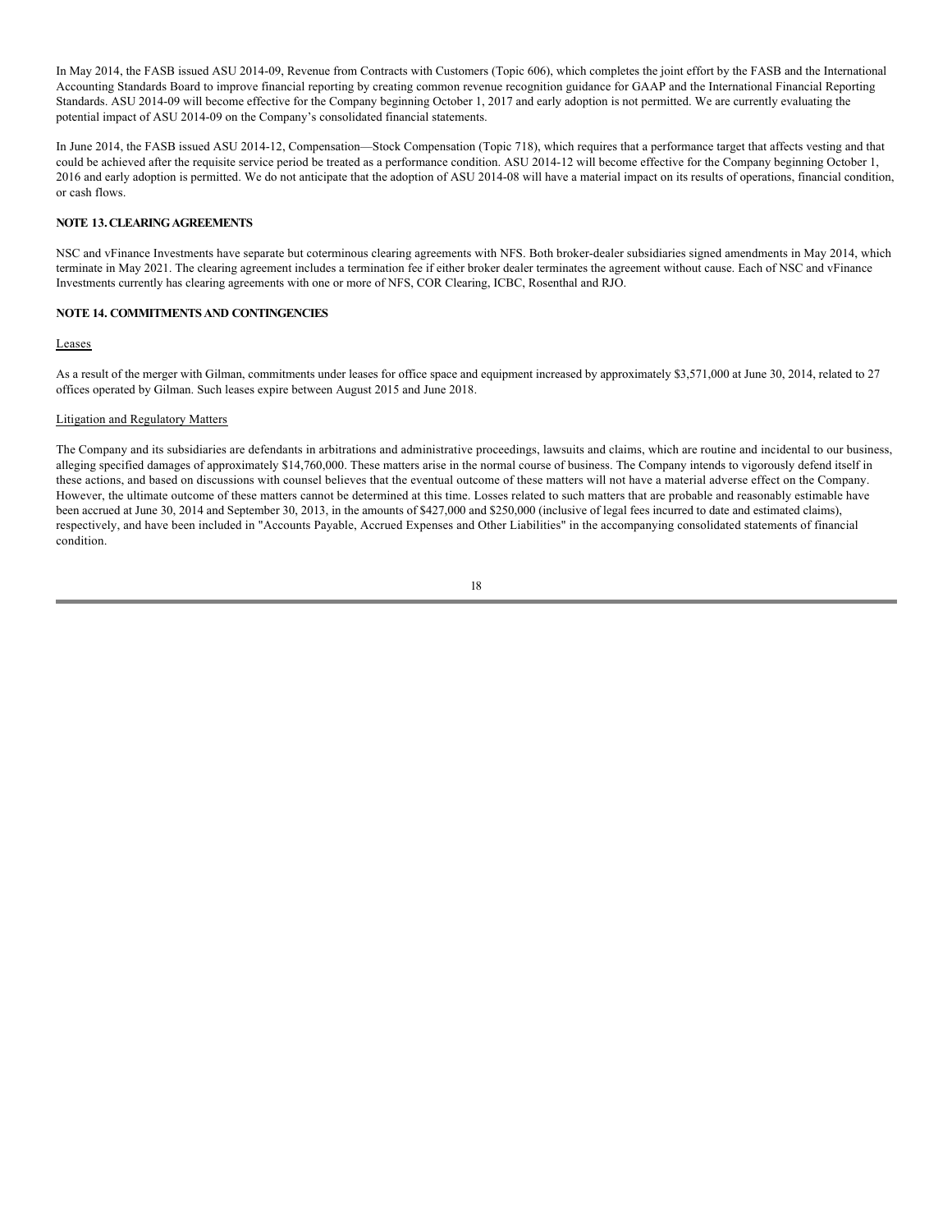In May 2014, the FASB issued ASU 2014-09, Revenue from Contracts with Customers (Topic 606), which completes the joint effort by the FASB and the International Accounting Standards Board to improve financial reporting by creating common revenue recognition guidance for GAAP and the International Financial Reporting Standards. ASU 2014-09 will become effective for the Company beginning October 1, 2017 and early adoption is not permitted. We are currently evaluating the potential impact of ASU 2014-09 on the Company's consolidated financial statements.

In June 2014, the FASB issued ASU 2014-12, Compensation—Stock Compensation (Topic 718), which requires that a performance target that affects vesting and that could be achieved after the requisite service period be treated as a performance condition. ASU 2014-12 will become effective for the Company beginning October 1, 2016 and early adoption is permitted. We do not anticipate that the adoption of ASU 2014-08 will have a material impact on its results of operations, financial condition, or cash flows.

**NOTE 13. CLEARING AGREEMENTS**

NSC and vFinance Investments have separate but coterminous clearing agreements with NFS. Both broker-dealer subsidiaries signed amendments in May 2014, which terminate in May 2021. The clearing agreement includes a termination fee if either broker dealer terminates the agreement without cause. Each of NSC and vFinance Investments currently has clearing agreements with one or more of NFS, COR Clearing, ICBC, Rosenthal and RJO.

**NOTE 14. COMMITMENTS AND CONTINGENCIES**

Leases

As a result of the merger with Gilman, commitments under leases for office space and equipment increased by approximately $3,571,000 at June 30, 2014, related to 27 offices operated by Gilman. Such leases expire between August 2015 and June 2018.

Litigation and Regulatory Matters

The Company and its subsidiaries are defendants in arbitrations and administrative proceedings, lawsuits and claims, which are routine and incidental to our business, alleging specified damages of approximately $14,760,000. These matters arise in the normal course of business. The Company intends to vigorously defend itself in these actions, and based on discussions with counsel believes that the eventual outcome of these matters will not have a material adverse effect on the Company. However, the ultimate outcome of these matters cannot be determined at this time. Losses related to such matters that are probable and reasonably estimable have been accrued at June 30, 2014 and September 30, 2013, in the amounts of $427,000 and $250,000 (inclusive of legal fees incurred to date and estimated claims), respectively, and have been included in "Accounts Payable, Accrued Expenses and Other Liabilities" in the accompanying consolidated statements of financial condition.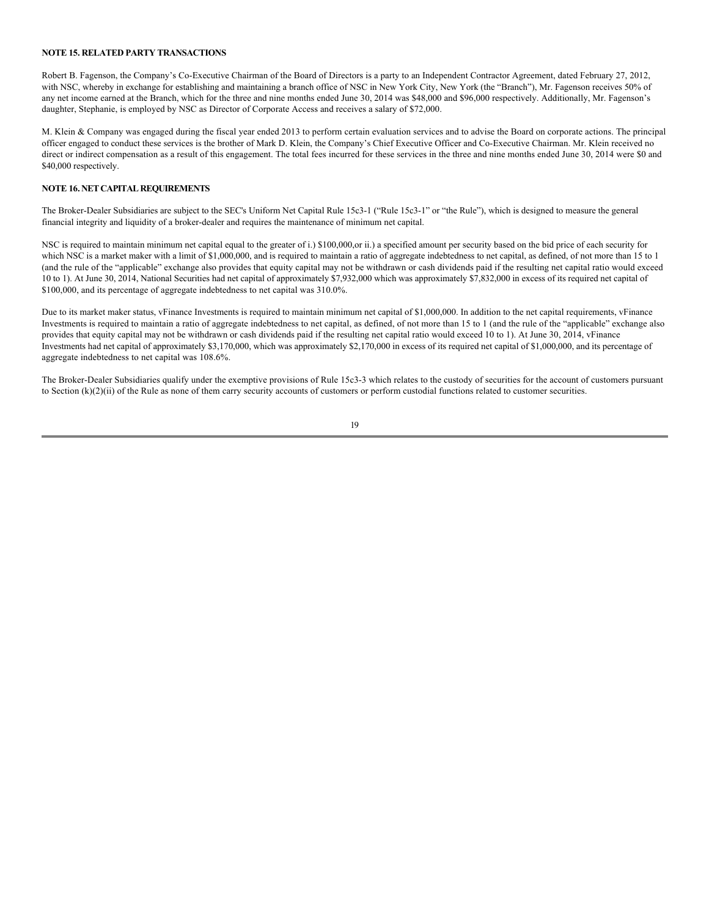**NOTE 15. RELATED PARTY TRANSACTIONS**

Robert B. Fagenson, the Company's Co-Executive Chairman of the Board of Directors is a party to an Independent Contractor Agreement, dated February 27, 2012, with NSC, whereby in exchange for establishing and maintaining a branch office of NSC in New York City, New York (the "Branch"), Mr. Fagenson receives 50% of any net income earned at the Branch, which for the three and nine months ended June 30, 2014 was $48,000 and $96,000 respectively. Additionally, Mr. Fagenson's daughter, Stephanie, is employed by NSC as Director of Corporate Access and receives a salary of $72,000.

M. Klein & Company was engaged during the fiscal year ended 2013 to perform certain evaluation services and to advise the Board on corporate actions. The principal officer engaged to conduct these services is the brother of Mark D. Klein, the Company's Chief Executive Officer and Co-Executive Chairman. Mr. Klein received no direct or indirect compensation as a result of this engagement. The total fees incurred for these services in the three and nine months ended June 30, 2014 were $0 and $40,000 respectively.

**NOTE 16. NET CAPITAL REQUIREMENTS**

The Broker-Dealer Subsidiaries are subject to the SEC's Uniform Net Capital Rule 15c3-1 ("Rule 15c3-1" or "the Rule"), which is designed to measure the general financial integrity and liquidity of a broker-dealer and requires the maintenance of minimum net capital.

NSC is required to maintain minimum net capital equal to the greater of i.) $100,000,or ii.) a specified amount per security based on the bid price of each security for which NSC is a market maker with a limit of $1,000,000, and is required to maintain a ratio of aggregate indebtedness to net capital, as defined, of not more than 15 to 1 (and the rule of the "applicable" exchange also provides that equity capital may not be withdrawn or cash dividends paid if the resulting net capital ratio would exceed 10 to 1). At June 30, 2014, National Securities had net capital of approximately $7,932,000 which was approximately $7,832,000 in excess of its required net capital of $100,000, and its percentage of aggregate indebtedness to net capital was 310.0%.

Due to its market maker status, vFinance Investments is required to maintain minimum net capital of $1,000,000. In addition to the net capital requirements, vFinance Investments is required to maintain a ratio of aggregate indebtedness to net capital, as defined, of not more than 15 to 1 (and the rule of the "applicable" exchange also provides that equity capital may not be withdrawn or cash dividends paid if the resulting net capital ratio would exceed 10 to 1). At June 30, 2014, vFinance Investments had net capital of approximately $3,170,000, which was approximately $2,170,000 in excess of its required net capital of $1,000,000, and its percentage of aggregate indebtedness to net capital was 108.6%.

The Broker-Dealer Subsidiaries qualify under the exemptive provisions of Rule 15c3-3 which relates to the custody of securities for the account of customers pursuant to Section (k)(2)(ii) of the Rule as none of them carry security accounts of customers or perform custodial functions related to customer securities.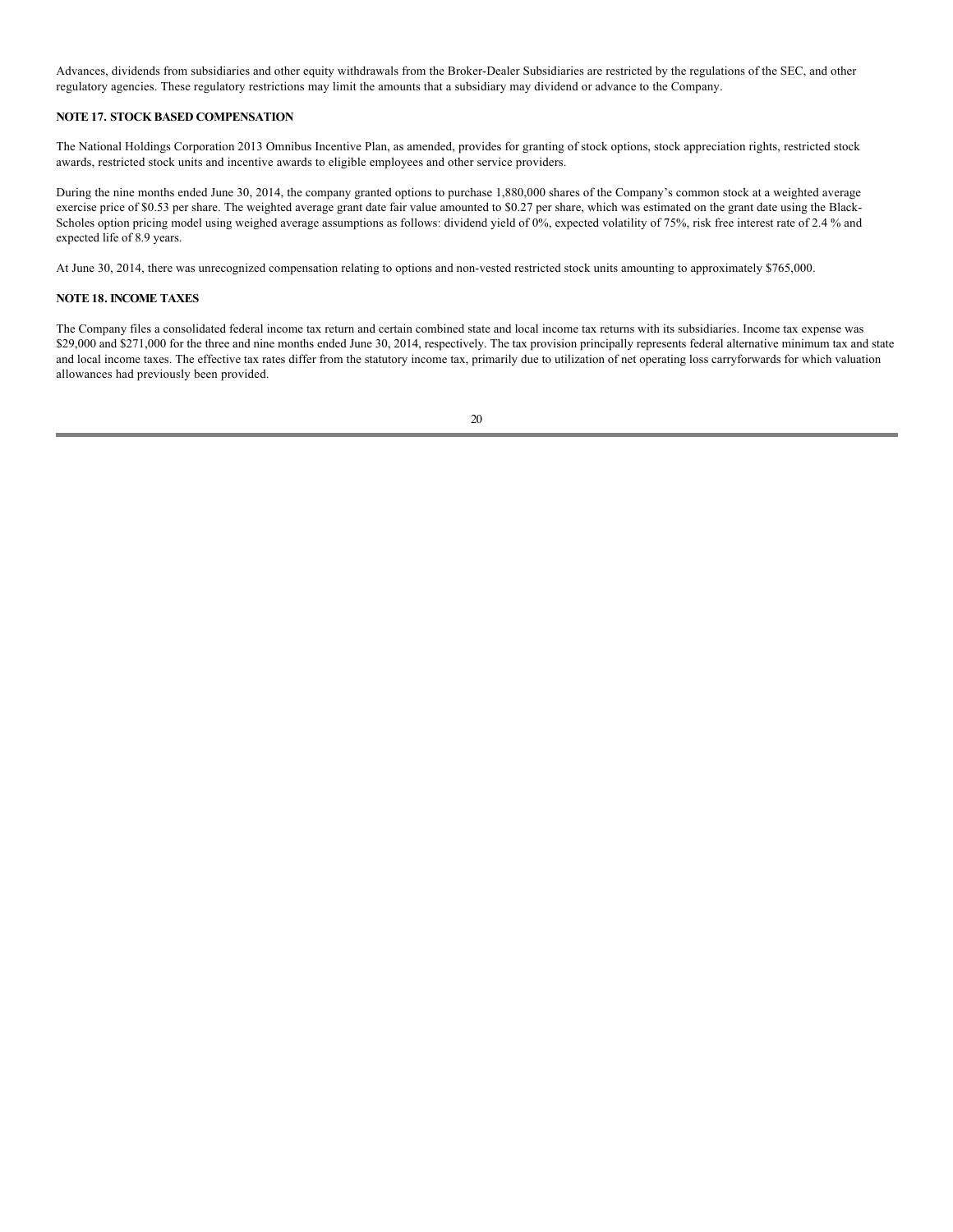Advances, dividends from subsidiaries and other equity withdrawals from the Broker-Dealer Subsidiaries are restricted by the regulations of the SEC, and other regulatory agencies. These regulatory restrictions may limit the amounts that a subsidiary may dividend or advance to the Company.

**NOTE 17. STOCK BASED COMPENSATION**

The National Holdings Corporation 2013 Omnibus Incentive Plan, as amended, provides for granting of stock options, stock appreciation rights, restricted stock awards, restricted stock units and incentive awards to eligible employees and other service providers.

During the nine months ended June 30, 2014, the company granted options to purchase 1,880,000 shares of the Company's common stock at a weighted average exercise price of $0.53 per share. The weighted average grant date fair value amounted to $0.27 per share, which was estimated on the grant date using the Black-Scholes option pricing model using weighed average assumptions as follows: dividend yield of 0%, expected volatility of 75%, risk free interest rate of 2.4 % and expected life of 8.9 years.

At June 30, 2014, there was unrecognized compensation relating to options and non-vested restricted stock units amounting to approximately $765,000.

**NOTE 18. INCOME TAXES**

The Company files a consolidated federal income tax return and certain combined state and local income tax returns with its subsidiaries. Income tax expense was $29,000 and $271,000 for the three and nine months ended June 30, 2014, respectively. The tax provision principally represents federal alternative minimum tax and state and local income taxes. The effective tax rates differ from the statutory income tax, primarily due to utilization of net operating loss carryforwards for which valuation allowances had previously been provided.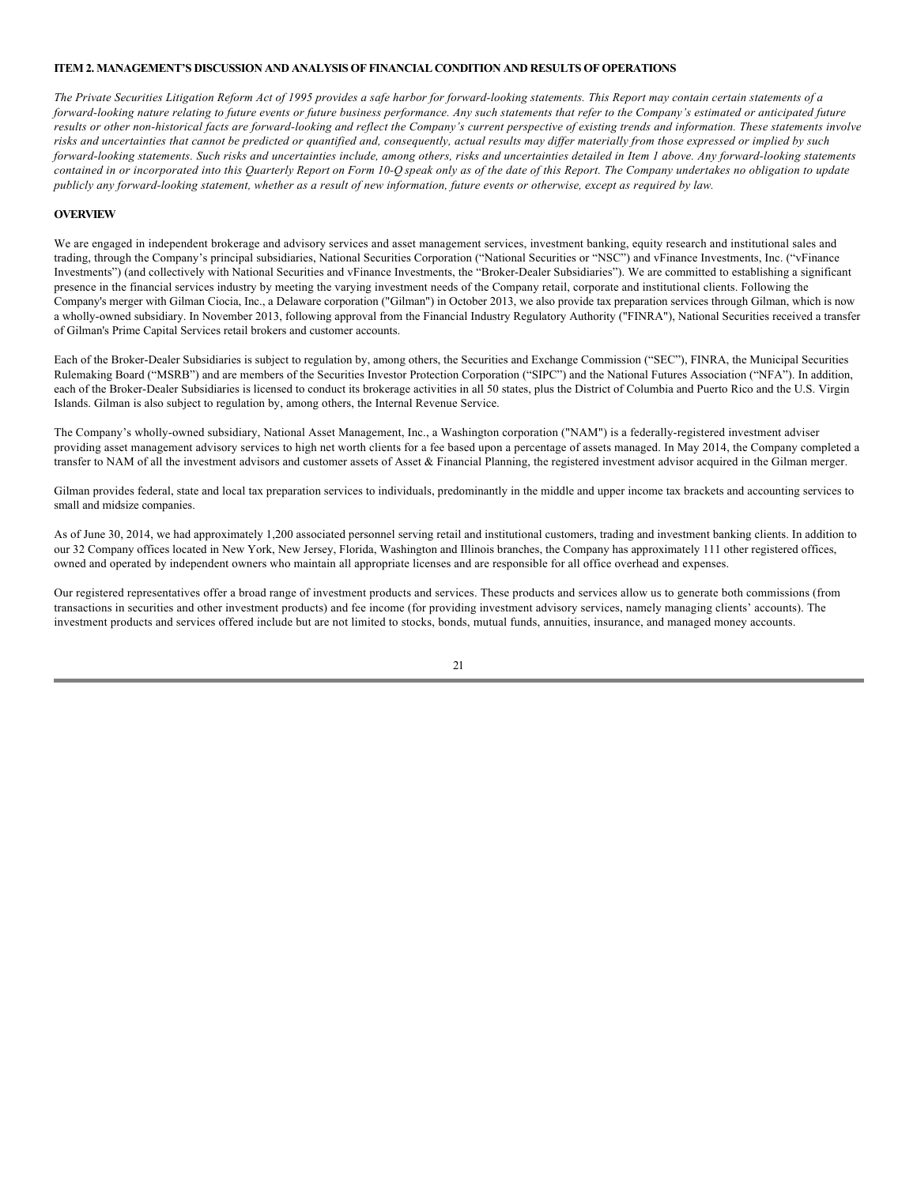## ITEM 2. MANAGEMENT'S DISCUSSION AND ANALYSIS OF FINANCIAL CONDITION AND RESULTS OF OPERATIONS

*The Private Securities Litigation Reform Act of 1995 provides a safe harbor for forward-looking statements. This Report may contain certain statements of a forward-looking nature relating to future events or future business performance. Any such statements that refer to the Company's estimated or anticipated future results or other non-historical facts are forward-looking and reflect the Company's current perspective of existing trends and information. These statements involve risks and uncertainties that cannot be predicted or quantified and, consequently, actual results may differ materially from those expressed or implied by such forward-looking statements. Such risks and uncertainties include, among others, risks and uncertainties detailed in Item 1 above. Any forward-looking statements contained in or incorporated into this Quarterly Report on Form 10-Q speak only as of the date of this Report. The Company undertakes no obligation to update publicly any forward-looking statement, whether as a result of new information, future events or otherwise, except as required by law.*

### OVERVIEW

We are engaged in independent brokerage and advisory services and asset management services, investment banking, equity research and institutional sales and trading, through the Company's principal subsidiaries, National Securities Corporation ("National Securities or "NSC") and vFinance Investments, Inc. ("vFinance Investments") (and collectively with National Securities and vFinance Investments, the "Broker-Dealer Subsidiaries"). We are committed to establishing a significant presence in the financial services industry by meeting the varying investment needs of the Company retail, corporate and institutional clients. Following the Company's merger with Gilman Ciocia, Inc., a Delaware corporation ("Gilman") in October 2013, we also provide tax preparation services through Gilman, which is now a wholly-owned subsidiary. In November 2013, following approval from the Financial Industry Regulatory Authority ("FINRA"), National Securities received a transfer of Gilman's Prime Capital Services retail brokers and customer accounts.

Each of the Broker-Dealer Subsidiaries is subject to regulation by, among others, the Securities and Exchange Commission ("SEC"), FINRA, the Municipal Securities Rulemaking Board ("MSRB") and are members of the Securities Investor Protection Corporation ("SIPC") and the National Futures Association ("NFA"). In addition, each of the Broker-Dealer Subsidiaries is licensed to conduct its brokerage activities in all 50 states, plus the District of Columbia and Puerto Rico and the U.S. Virgin Islands. Gilman is also subject to regulation by, among others, the Internal Revenue Service.

The Company's wholly-owned subsidiary, National Asset Management, Inc., a Washington corporation ("NAM") is a federally-registered investment adviser providing asset management advisory services to high net worth clients for a fee based upon a percentage of assets managed. In May 2014, the Company completed a transfer to NAM of all the investment advisors and customer assets of Asset & Financial Planning, the registered investment advisor acquired in the Gilman merger.

Gilman provides federal, state and local tax preparation services to individuals, predominantly in the middle and upper income tax brackets and accounting services to small and midsize companies.

As of June 30, 2014, we had approximately 1,200 associated personnel serving retail and institutional customers, trading and investment banking clients. In addition to our 32 Company offices located in New York, New Jersey, Florida, Washington and Illinois branches, the Company has approximately 111 other registered offices, owned and operated by independent owners who maintain all appropriate licenses and are responsible for all office overhead and expenses.

Our registered representatives offer a broad range of investment products and services. These products and services allow us to generate both commissions (from transactions in securities and other investment products) and fee income (for providing investment advisory services, namely managing clients' accounts). The investment products and services offered include but are not limited to stocks, bonds, mutual funds, annuities, insurance, and managed money accounts.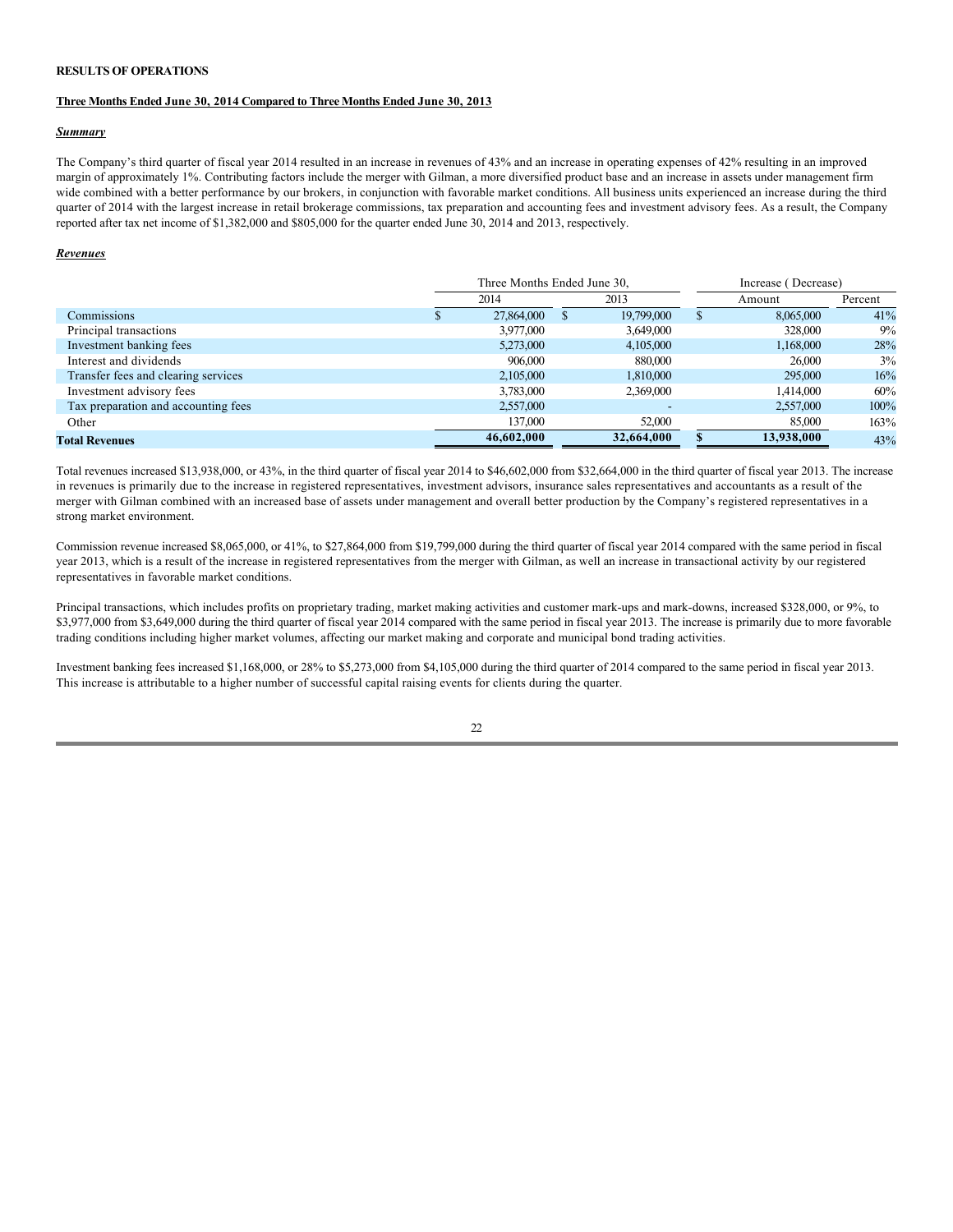**RESULTS OF OPERATIONS**

**Three Months Ended June 30, 2014 Compared to Three Months Ended June 30, 2013**

***Summary***

The Company's third quarter of fiscal year 2014 resulted in an increase in revenues of 43% and an increase in operating expenses of 42% resulting in an improved margin of approximately 1%. Contributing factors include the merger with Gilman, a more diversified product base and an increase in assets under management firm wide combined with a better performance by our brokers, in conjunction with favorable market conditions. All business units experienced an increase during the third quarter of 2014 with the largest increase in retail brokerage commissions, tax preparation and accounting fees and investment advisory fees. As a result, the Company reported after tax net income of $1,382,000 and $805,000 for the quarter ended June 30, 2014 and 2013, respectively.

***Revenues***

| | Three Months Ended June 30, | | Increase ( Decrease) | |
|---|---|---|---|---|
| | 2014 | 2013 | Amount | Percent |
| Commissions | $ 27,864,000 | $ 19,799,000 | $ 8,065,000 | 41% |
| Principal transactions | 3,977,000 | 3,649,000 | 328,000 | 9% |
| Investment banking fees | 5,273,000 | 4,105,000 | 1,168,000 | 28% |
| Interest and dividends | 906,000 | 880,000 | 26,000 | 3% |
| Transfer fees and clearing services | 2,105,000 | 1,810,000 | 295,000 | 16% |
| Investment advisory fees | 3,783,000 | 2,369,000 | 1,414,000 | 60% |
| Tax preparation and accounting fees | 2,557,000 | - | 2,557,000 | 100% |
| Other | 137,000 | 52,000 | 85,000 | 163% |
| **Total Revenues** | **46,602,000** | **32,664,000** | **$ 13,938,000** | 43% |

Total revenues increased $13,938,000, or 43%, in the third quarter of fiscal year 2014 to $46,602,000 from $32,664,000 in the third quarter of fiscal year 2013. The increase in revenues is primarily due to the increase in registered representatives, investment advisors, insurance sales representatives and accountants as a result of the merger with Gilman combined with an increased base of assets under management and overall better production by the Company's registered representatives in a strong market environment.

Commission revenue increased $8,065,000, or 41%, to $27,864,000 from $19,799,000 during the third quarter of fiscal year 2014 compared with the same period in fiscal year 2013, which is a result of the increase in registered representatives from the merger with Gilman, as well an increase in transactional activity by our registered representatives in favorable market conditions.

Principal transactions, which includes profits on proprietary trading, market making activities and customer mark-ups and mark-downs, increased $328,000, or 9%, to $3,977,000 from $3,649,000 during the third quarter of fiscal year 2014 compared with the same period in fiscal year 2013. The increase is primarily due to more favorable trading conditions including higher market volumes, affecting our market making and corporate and municipal bond trading activities.

Investment banking fees increased $1,168,000, or 28% to $5,273,000 from $4,105,000 during the third quarter of 2014 compared to the same period in fiscal year 2013. This increase is attributable to a higher number of successful capital raising events for clients during the quarter.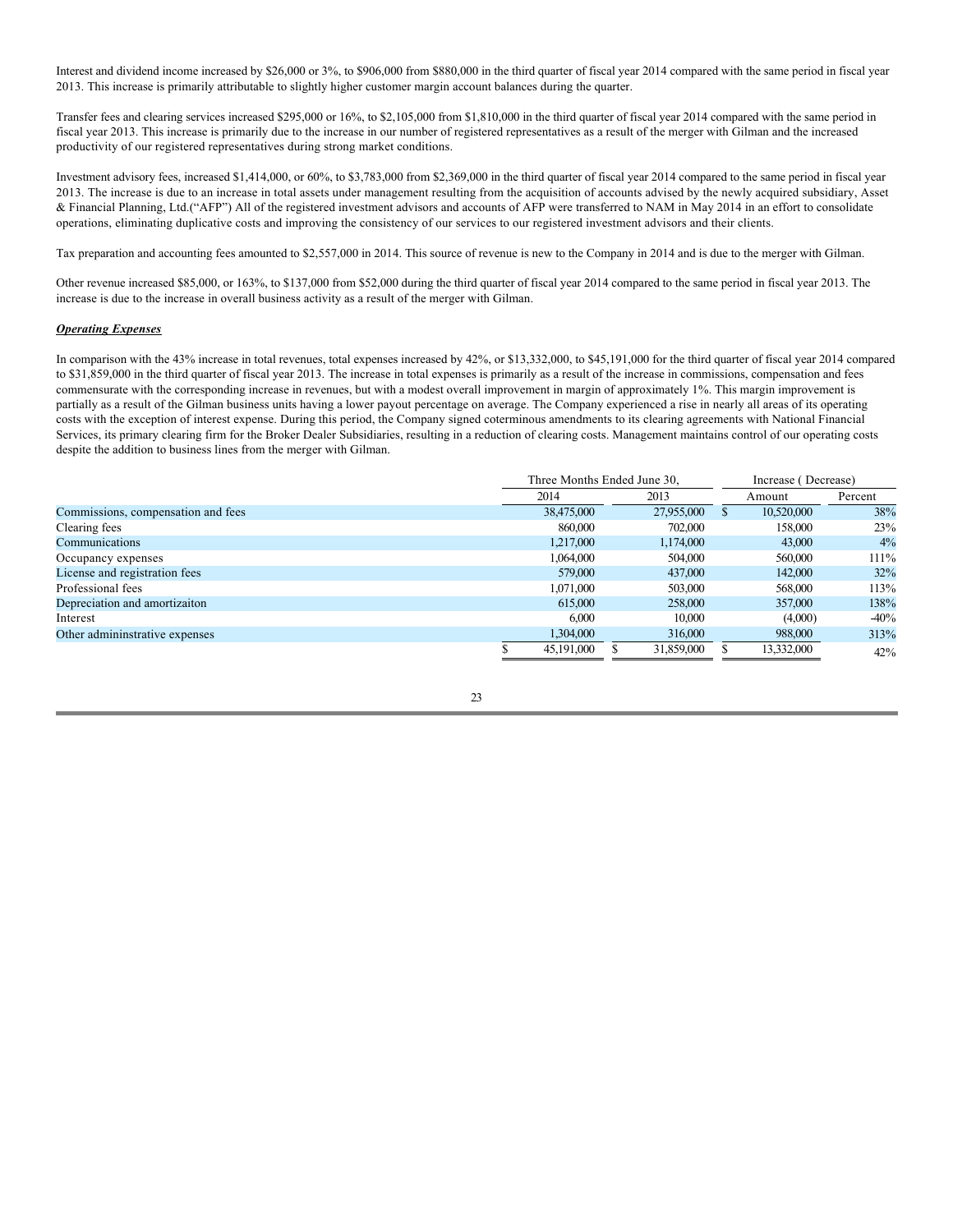Interest and dividend income increased by $26,000 or 3%, to $906,000 from $880,000 in the third quarter of fiscal year 2014 compared with the same period in fiscal year 2013. This increase is primarily attributable to slightly higher customer margin account balances during the quarter.

Transfer fees and clearing services increased $295,000 or 16%, to $2,105,000 from $1,810,000 in the third quarter of fiscal year 2014 compared with the same period in fiscal year 2013. This increase is primarily due to the increase in our number of registered representatives as a result of the merger with Gilman and the increased productivity of our registered representatives during strong market conditions.

Investment advisory fees, increased $1,414,000, or 60%, to $3,783,000 from $2,369,000 in the third quarter of fiscal year 2014 compared to the same period in fiscal year 2013. The increase is due to an increase in total assets under management resulting from the acquisition of accounts advised by the newly acquired subsidiary, Asset & Financial Planning, Ltd.("AFP") All of the registered investment advisors and accounts of AFP were transferred to NAM in May 2014 in an effort to consolidate operations, eliminating duplicative costs and improving the consistency of our services to our registered investment advisors and their clients.

Tax preparation and accounting fees amounted to $2,557,000 in 2014. This source of revenue is new to the Company in 2014 and is due to the merger with Gilman.

Other revenue increased $85,000, or 163%, to $137,000 from $52,000 during the third quarter of fiscal year 2014 compared to the same period in fiscal year 2013. The increase is due to the increase in overall business activity as a result of the merger with Gilman.

***Operating Expenses***

In comparison with the 43% increase in total revenues, total expenses increased by 42%, or $13,332,000, to $45,191,000 for the third quarter of fiscal year 2014 compared to $31,859,000 in the third quarter of fiscal year 2013. The increase in total expenses is primarily as a result of the increase in commissions, compensation and fees commensurate with the corresponding increase in revenues, but with a modest overall improvement in margin of approximately 1%. This margin improvement is partially as a result of the Gilman business units having a lower payout percentage on average. The Company experienced a rise in nearly all areas of its operating costs with the exception of interest expense. During this period, the Company signed coterminous amendments to its clearing agreements with National Financial Services, its primary clearing firm for the Broker Dealer Subsidiaries, resulting in a reduction of clearing costs. Management maintains control of our operating costs despite the addition to business lines from the merger with Gilman.

| | Three Months Ended June 30, | | Increase ( Decrease) | |
|---|---|---|---|---|
| | 2014 | 2013 | Amount | Percent |
| Commissions, compensation and fees | 38,475,000 | 27,955,000 | $ 10,520,000 | 38% |
| Clearing fees | 860,000 | 702,000 | 158,000 | 23% |
| Communications | 1,217,000 | 1,174,000 | 43,000 | 4% |
| Occupancy expenses | 1,064,000 | 504,000 | 560,000 | 111% |
| License and registration fees | 579,000 | 437,000 | 142,000 | 32% |
| Professional fees | 1,071,000 | 503,000 | 568,000 | 113% |
| Depreciation and amortizaiton | 615,000 | 258,000 | 357,000 | 138% |
| Interest | 6,000 | 10,000 | (4,000) | -40% |
| Other admininstrative expenses | 1,304,000 | 316,000 | 988,000 | 313% |
| | $ 45,191,000 | $ 31,859,000 | $ 13,332,000 | 42% |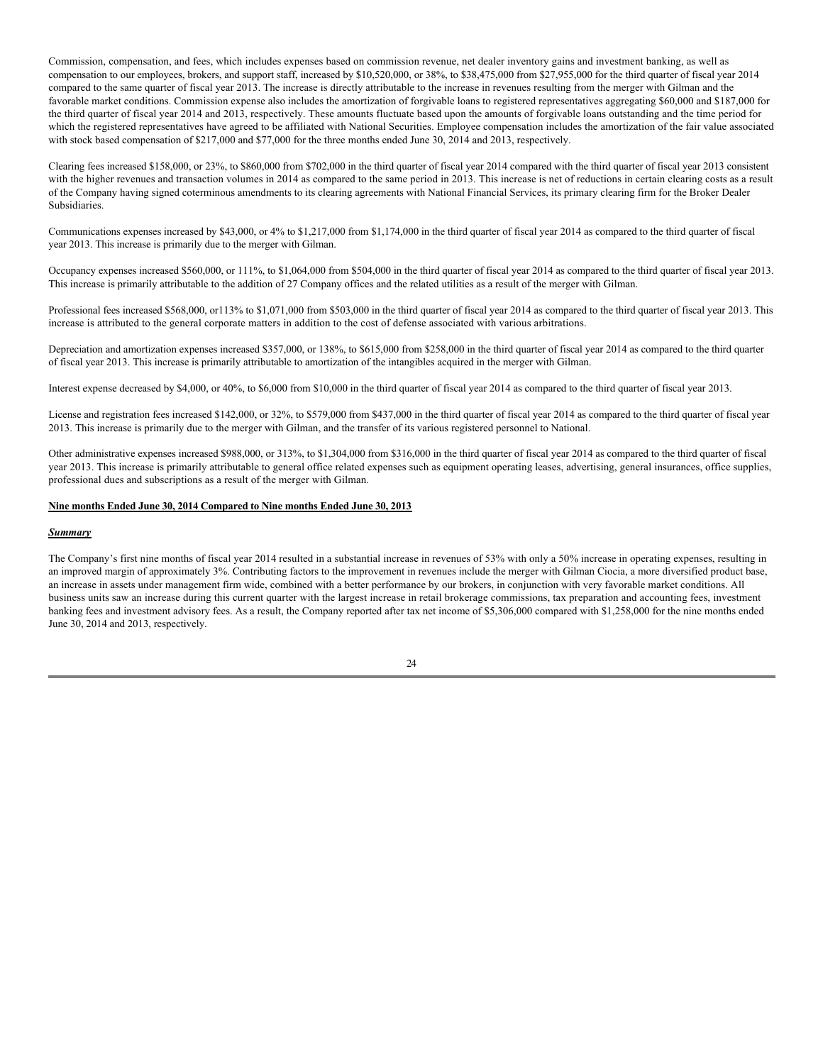Commission, compensation, and fees, which includes expenses based on commission revenue, net dealer inventory gains and investment banking, as well as compensation to our employees, brokers, and support staff, increased by $10,520,000, or 38%, to $38,475,000 from $27,955,000 for the third quarter of fiscal year 2014 compared to the same quarter of fiscal year 2013. The increase is directly attributable to the increase in revenues resulting from the merger with Gilman and the favorable market conditions. Commission expense also includes the amortization of forgivable loans to registered representatives aggregating $60,000 and $187,000 for the third quarter of fiscal year 2014 and 2013, respectively. These amounts fluctuate based upon the amounts of forgivable loans outstanding and the time period for which the registered representatives have agreed to be affiliated with National Securities. Employee compensation includes the amortization of the fair value associated with stock based compensation of $217,000 and $77,000 for the three months ended June 30, 2014 and 2013, respectively.

Clearing fees increased $158,000, or 23%, to $860,000 from $702,000 in the third quarter of fiscal year 2014 compared with the third quarter of fiscal year 2013 consistent with the higher revenues and transaction volumes in 2014 as compared to the same period in 2013. This increase is net of reductions in certain clearing costs as a result of the Company having signed coterminous amendments to its clearing agreements with National Financial Services, its primary clearing firm for the Broker Dealer Subsidiaries.

Communications expenses increased by $43,000, or 4% to $1,217,000 from $1,174,000 in the third quarter of fiscal year 2014 as compared to the third quarter of fiscal year 2013. This increase is primarily due to the merger with Gilman.

Occupancy expenses increased $560,000, or 111%, to $1,064,000 from $504,000 in the third quarter of fiscal year 2014 as compared to the third quarter of fiscal year 2013. This increase is primarily attributable to the addition of 27 Company offices and the related utilities as a result of the merger with Gilman.

Professional fees increased $568,000, or113% to $1,071,000 from $503,000 in the third quarter of fiscal year 2014 as compared to the third quarter of fiscal year 2013. This increase is attributed to the general corporate matters in addition to the cost of defense associated with various arbitrations.

Depreciation and amortization expenses increased $357,000, or 138%, to $615,000 from $258,000 in the third quarter of fiscal year 2014 as compared to the third quarter of fiscal year 2013. This increase is primarily attributable to amortization of the intangibles acquired in the merger with Gilman.

Interest expense decreased by $4,000, or 40%, to $6,000 from $10,000 in the third quarter of fiscal year 2014 as compared to the third quarter of fiscal year 2013.

License and registration fees increased $142,000, or 32%, to $579,000 from $437,000 in the third quarter of fiscal year 2014 as compared to the third quarter of fiscal year 2013. This increase is primarily due to the merger with Gilman, and the transfer of its various registered personnel to National.

Other administrative expenses increased $988,000, or 313%, to $1,304,000 from $316,000 in the third quarter of fiscal year 2014 as compared to the third quarter of fiscal year 2013. This increase is primarily attributable to general office related expenses such as equipment operating leases, advertising, general insurances, office supplies, professional dues and subscriptions as a result of the merger with Gilman.

**Nine months Ended June 30, 2014 Compared to Nine months Ended June 30, 2013**

***Summary***

The Company's first nine months of fiscal year 2014 resulted in a substantial increase in revenues of 53% with only a 50% increase in operating expenses, resulting in an improved margin of approximately 3%. Contributing factors to the improvement in revenues include the merger with Gilman Ciocia, a more diversified product base, an increase in assets under management firm wide, combined with a better performance by our brokers, in conjunction with very favorable market conditions. All business units saw an increase during this current quarter with the largest increase in retail brokerage commissions, tax preparation and accounting fees, investment banking fees and investment advisory fees. As a result, the Company reported after tax net income of $5,306,000 compared with $1,258,000 for the nine months ended June 30, 2014 and 2013, respectively.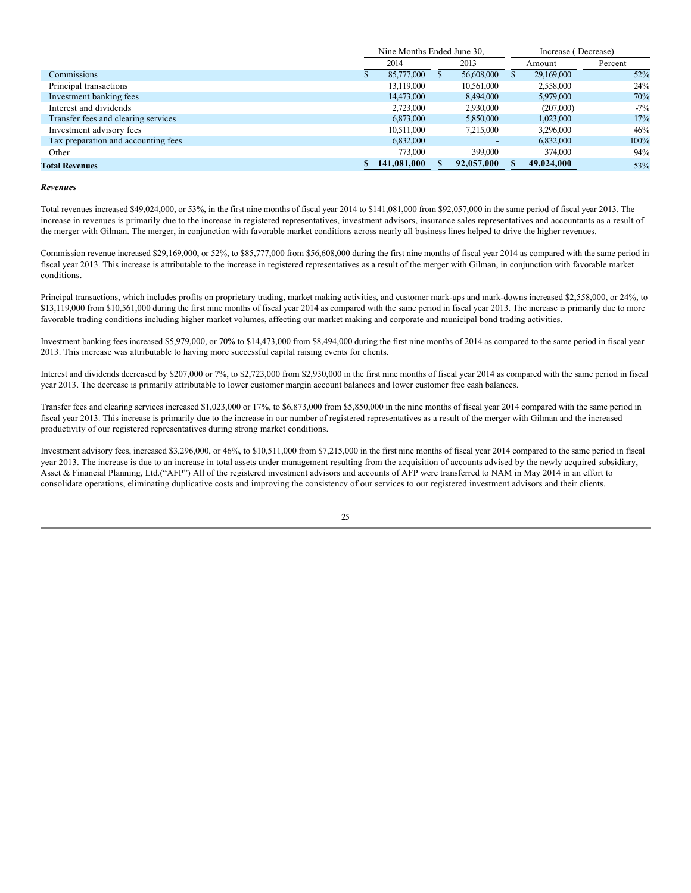| | Nine Months Ended June 30, | | Increase ( Decrease) | |
|---|---|---|---|---|
| | 2014 | 2013 | Amount | Percent |
| Commissions | $ 85,777,000 | $ 56,608,000 | $ 29,169,000 | 52% |
| Principal transactions | 13,119,000 | 10,561,000 | 2,558,000 | 24% |
| Investment banking fees | 14,473,000 | 8,494,000 | 5,979,000 | 70% |
| Interest and dividends | 2,723,000 | 2,930,000 | (207,000) | -7% |
| Transfer fees and clearing services | 6,873,000 | 5,850,000 | 1,023,000 | 17% |
| Investment advisory fees | 10,511,000 | 7,215,000 | 3,296,000 | 46% |
| Tax preparation and accounting fees | 6,832,000 | - | 6,832,000 | 100% |
| Other | 773,000 | 399,000 | 374,000 | 94% |
| **Total Revenues** | **$ 141,081,000** | **$ 92,057,000** | **$ 49,024,000** | 53% |

***Revenues***

Total revenues increased $49,024,000, or 53%, in the first nine months of fiscal year 2014 to $141,081,000 from $92,057,000 in the same period of fiscal year 2013. The increase in revenues is primarily due to the increase in registered representatives, investment advisors, insurance sales representatives and accountants as a result of the merger with Gilman. The merger, in conjunction with favorable market conditions across nearly all business lines helped to drive the higher revenues.

Commission revenue increased $29,169,000, or 52%, to $85,777,000 from $56,608,000 during the first nine months of fiscal year 2014 as compared with the same period in fiscal year 2013. This increase is attributable to the increase in registered representatives as a result of the merger with Gilman, in conjunction with favorable market conditions.

Principal transactions, which includes profits on proprietary trading, market making activities, and customer mark-ups and mark-downs increased $2,558,000, or 24%, to $13,119,000 from $10,561,000 during the first nine months of fiscal year 2014 as compared with the same period in fiscal year 2013. The increase is primarily due to more favorable trading conditions including higher market volumes, affecting our market making and corporate and municipal bond trading activities.

Investment banking fees increased $5,979,000, or 70% to $14,473,000 from $8,494,000 during the first nine months of 2014 as compared to the same period in fiscal year 2013. This increase was attributable to having more successful capital raising events for clients.

Interest and dividends decreased by $207,000 or 7%, to $2,723,000 from $2,930,000 in the first nine months of fiscal year 2014 as compared with the same period in fiscal year 2013. The decrease is primarily attributable to lower customer margin account balances and lower customer free cash balances.

Transfer fees and clearing services increased $1,023,000 or 17%, to $6,873,000 from $5,850,000 in the nine months of fiscal year 2014 compared with the same period in fiscal year 2013. This increase is primarily due to the increase in our number of registered representatives as a result of the merger with Gilman and the increased productivity of our registered representatives during strong market conditions.

Investment advisory fees, increased $3,296,000, or 46%, to $10,511,000 from $7,215,000 in the first nine months of fiscal year 2014 compared to the same period in fiscal year 2013. The increase is due to an increase in total assets under management resulting from the acquisition of accounts advised by the newly acquired subsidiary, Asset & Financial Planning, Ltd.("AFP") All of the registered investment advisors and accounts of AFP were transferred to NAM in May 2014 in an effort to consolidate operations, eliminating duplicative costs and improving the consistency of our services to our registered investment advisors and their clients.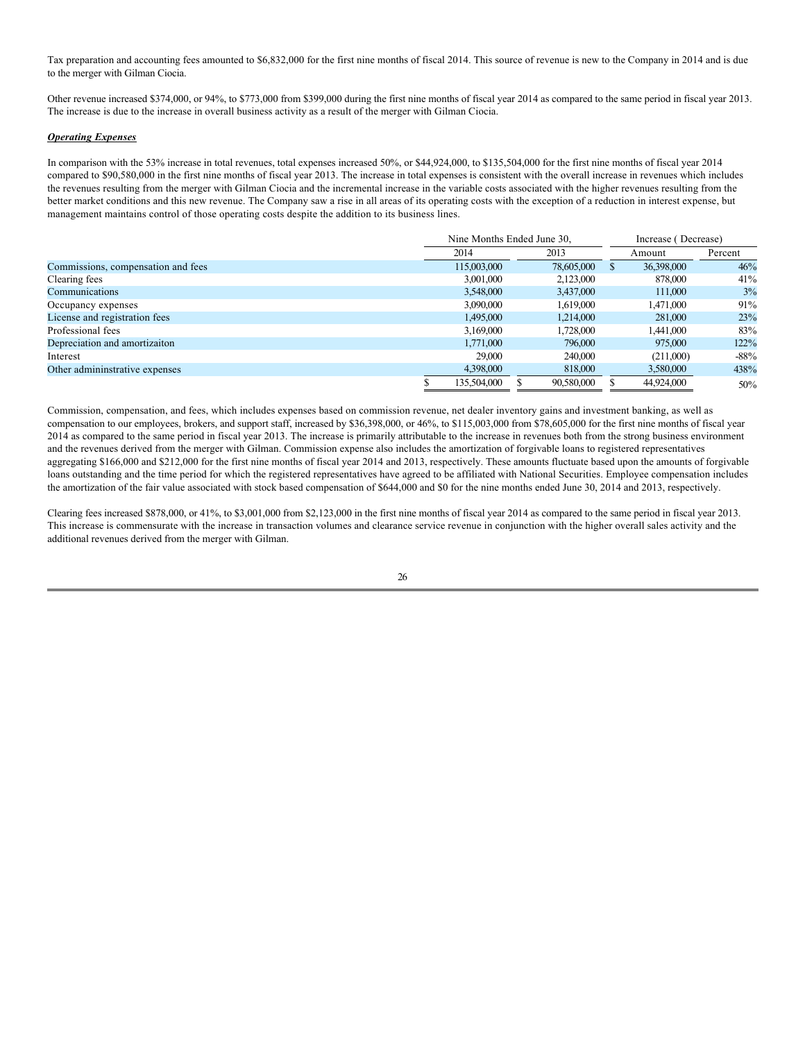Tax preparation and accounting fees amounted to $6,832,000 for the first nine months of fiscal 2014. This source of revenue is new to the Company in 2014 and is due to the merger with Gilman Ciocia.

Other revenue increased $374,000, or 94%, to $773,000 from $399,000 during the first nine months of fiscal year 2014 as compared to the same period in fiscal year 2013. The increase is due to the increase in overall business activity as a result of the merger with Gilman Ciocia.

***Operating Expenses***

In comparison with the 53% increase in total revenues, total expenses increased 50%, or $44,924,000, to $135,504,000 for the first nine months of fiscal year 2014 compared to $90,580,000 in the first nine months of fiscal year 2013. The increase in total expenses is consistent with the overall increase in revenues which includes the revenues resulting from the merger with Gilman Ciocia and the incremental increase in the variable costs associated with the higher revenues resulting from the better market conditions and this new revenue. The Company saw a rise in all areas of its operating costs with the exception of a reduction in interest expense, but management maintains control of those operating costs despite the addition to its business lines.

| | Nine Months Ended June 30, | | Increase ( Decrease) | |
|---|---|---|---|---|
| | 2014 | 2013 | Amount | Percent |
| Commissions, compensation and fees | 115,003,000 | 78,605,000 | $ 36,398,000 | 46% |
| Clearing fees | 3,001,000 | 2,123,000 | 878,000 | 41% |
| Communications | 3,548,000 | 3,437,000 | 111,000 | 3% |
| Occupancy expenses | 3,090,000 | 1,619,000 | 1,471,000 | 91% |
| License and registration fees | 1,495,000 | 1,214,000 | 281,000 | 23% |
| Professional fees | 3,169,000 | 1,728,000 | 1,441,000 | 83% |
| Depreciation and amortizaiton | 1,771,000 | 796,000 | 975,000 | 122% |
| Interest | 29,000 | 240,000 | (211,000) | -88% |
| Other admininstrative expenses | 4,398,000 | 818,000 | 3,580,000 | 438% |
| | $ 135,504,000 | $ 90,580,000 | $ 44,924,000 | 50% |

Commission, compensation, and fees, which includes expenses based on commission revenue, net dealer inventory gains and investment banking, as well as compensation to our employees, brokers, and support staff, increased by $36,398,000, or 46%, to $115,003,000 from $78,605,000 for the first nine months of fiscal year 2014 as compared to the same period in fiscal year 2013. The increase is primarily attributable to the increase in revenues both from the strong business environment and the revenues derived from the merger with Gilman. Commission expense also includes the amortization of forgivable loans to registered representatives aggregating $166,000 and $212,000 for the first nine months of fiscal year 2014 and 2013, respectively. These amounts fluctuate based upon the amounts of forgivable loans outstanding and the time period for which the registered representatives have agreed to be affiliated with National Securities. Employee compensation includes the amortization of the fair value associated with stock based compensation of $644,000 and $0 for the nine months ended June 30, 2014 and 2013, respectively.

Clearing fees increased $878,000, or 41%, to $3,001,000 from $2,123,000 in the first nine months of fiscal year 2014 as compared to the same period in fiscal year 2013. This increase is commensurate with the increase in transaction volumes and clearance service revenue in conjunction with the higher overall sales activity and the additional revenues derived from the merger with Gilman.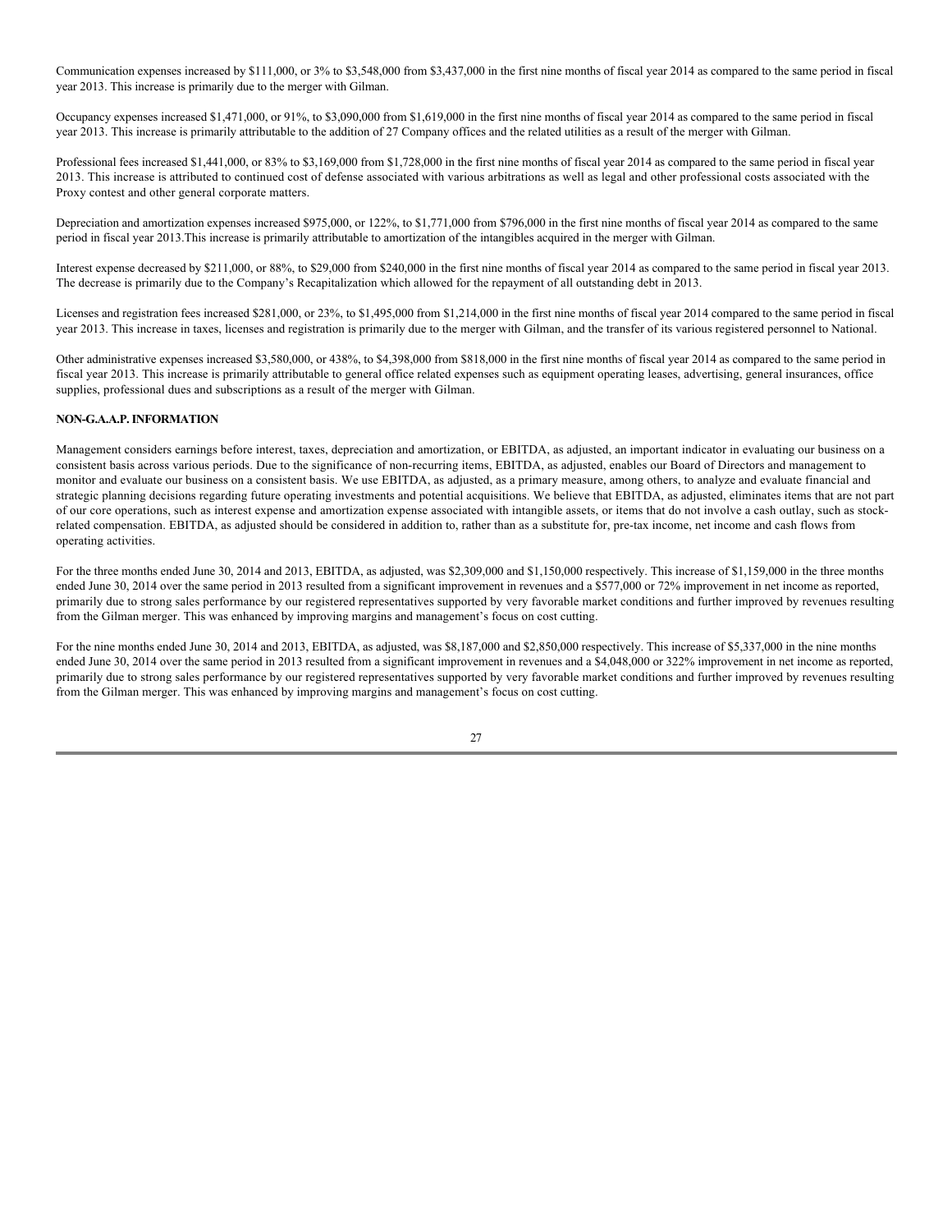Communication expenses increased by $111,000, or 3% to $3,548,000 from $3,437,000 in the first nine months of fiscal year 2014 as compared to the same period in fiscal year 2013. This increase is primarily due to the merger with Gilman.

Occupancy expenses increased $1,471,000, or 91%, to $3,090,000 from $1,619,000 in the first nine months of fiscal year 2014 as compared to the same period in fiscal year 2013. This increase is primarily attributable to the addition of 27 Company offices and the related utilities as a result of the merger with Gilman.

Professional fees increased $1,441,000, or 83% to $3,169,000 from $1,728,000 in the first nine months of fiscal year 2014 as compared to the same period in fiscal year 2013. This increase is attributed to continued cost of defense associated with various arbitrations as well as legal and other professional costs associated with the Proxy contest and other general corporate matters.

Depreciation and amortization expenses increased $975,000, or 122%, to $1,771,000 from $796,000 in the first nine months of fiscal year 2014 as compared to the same period in fiscal year 2013.This increase is primarily attributable to amortization of the intangibles acquired in the merger with Gilman.

Interest expense decreased by $211,000, or 88%, to $29,000 from $240,000 in the first nine months of fiscal year 2014 as compared to the same period in fiscal year 2013. The decrease is primarily due to the Company's Recapitalization which allowed for the repayment of all outstanding debt in 2013.

Licenses and registration fees increased $281,000, or 23%, to $1,495,000 from $1,214,000 in the first nine months of fiscal year 2014 compared to the same period in fiscal year 2013. This increase in taxes, licenses and registration is primarily due to the merger with Gilman, and the transfer of its various registered personnel to National.

Other administrative expenses increased $3,580,000, or 438%, to $4,398,000 from $818,000 in the first nine months of fiscal year 2014 as compared to the same period in fiscal year 2013. This increase is primarily attributable to general office related expenses such as equipment operating leases, advertising, general insurances, office supplies, professional dues and subscriptions as a result of the merger with Gilman.

**NON-G.A.A.P. INFORMATION**

Management considers earnings before interest, taxes, depreciation and amortization, or EBITDA, as adjusted, an important indicator in evaluating our business on a consistent basis across various periods. Due to the significance of non-recurring items, EBITDA, as adjusted, enables our Board of Directors and management to monitor and evaluate our business on a consistent basis. We use EBITDA, as adjusted, as a primary measure, among others, to analyze and evaluate financial and strategic planning decisions regarding future operating investments and potential acquisitions. We believe that EBITDA, as adjusted, eliminates items that are not part of our core operations, such as interest expense and amortization expense associated with intangible assets, or items that do not involve a cash outlay, such as stock-related compensation. EBITDA, as adjusted should be considered in addition to, rather than as a substitute for, pre-tax income, net income and cash flows from operating activities.

For the three months ended June 30, 2014 and 2013, EBITDA, as adjusted, was $2,309,000 and $1,150,000 respectively. This increase of $1,159,000 in the three months ended June 30, 2014 over the same period in 2013 resulted from a significant improvement in revenues and a $577,000 or 72% improvement in net income as reported, primarily due to strong sales performance by our registered representatives supported by very favorable market conditions and further improved by revenues resulting from the Gilman merger. This was enhanced by improving margins and management's focus on cost cutting.

For the nine months ended June 30, 2014 and 2013, EBITDA, as adjusted, was $8,187,000 and $2,850,000 respectively. This increase of $5,337,000 in the nine months ended June 30, 2014 over the same period in 2013 resulted from a significant improvement in revenues and a $4,048,000 or 322% improvement in net income as reported, primarily due to strong sales performance by our registered representatives supported by very favorable market conditions and further improved by revenues resulting from the Gilman merger. This was enhanced by improving margins and management's focus on cost cutting.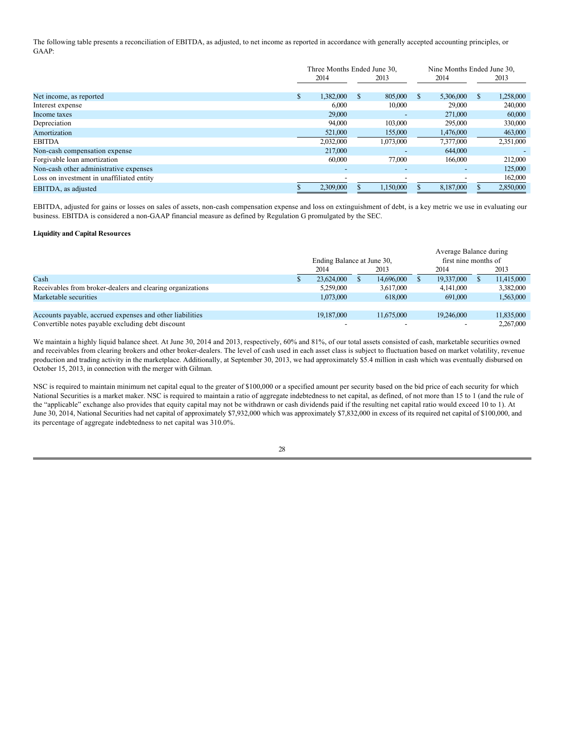The following table presents a reconciliation of EBITDA, as adjusted, to net income as reported in accordance with generally accepted accounting principles, or GAAP:

| | Three Months Ended June 30, | | Nine Months Ended June 30, | |
|---|---|---|---|---|
| | 2014 | 2013 | 2014 | 2013 |
| Net income, as reported | $ 1,382,000 | $ 805,000 | $ 5,306,000 | $ 1,258,000 |
| Interest expense | 6,000 | 10,000 | 29,000 | 240,000 |
| Income taxes | 29,000 | - | 271,000 | 60,000 |
| Depreciation | 94,000 | 103,000 | 295,000 | 330,000 |
| Amortization | 521,000 | 155,000 | 1,476,000 | 463,000 |
| EBITDA | 2,032,000 | 1,073,000 | 7,377,000 | 2,351,000 |
| Non-cash compensation expense | 217,000 | - | 644,000 | - |
| Forgivable loan amortization | 60,000 | 77,000 | 166,000 | 212,000 |
| Non-cash other administrative expenses | - | - | - | 125,000 |
| Loss on investment in unaffiliated entity | - | - | - | 162,000 |
| EBITDA, as adjusted | $ 2,309,000 | $ 1,150,000 | $ 8,187,000 | $ 2,850,000 |

EBITDA, adjusted for gains or losses on sales of assets, non-cash compensation expense and loss on extinguishment of debt, is a key metric we use in evaluating our business. EBITDA is considered a non-GAAP financial measure as defined by Regulation G promulgated by the SEC.

**Liquidity and Capital Resources**

| | Ending Balance at June 30, | | Average Balance during first nine months of | |
|---|---|---|---|---|
| | 2014 | 2013 | 2014 | 2013 |
| Cash | $ 23,624,000 | $ 14,696,000 | $ 19,337,000 | $ 11,415,000 |
| Receivables from broker-dealers and clearing organizations | 5,259,000 | 3,617,000 | 4,141,000 | 3,382,000 |
| Marketable securities | 1,073,000 | 618,000 | 691,000 | 1,563,000 |
| | | | | |
| Accounts payable, accrued expenses and other liabilities | 19,187,000 | 11,675,000 | 19,246,000 | 11,835,000 |
| Convertible notes payable excluding debt discount | - | - | - | 2,267,000 |

We maintain a highly liquid balance sheet. At June 30, 2014 and 2013, respectively, 60% and 81%, of our total assets consisted of cash, marketable securities owned and receivables from clearing brokers and other broker-dealers. The level of cash used in each asset class is subject to fluctuation based on market volatility, revenue production and trading activity in the marketplace. Additionally, at September 30, 2013, we had approximately $5.4 million in cash which was eventually disbursed on October 15, 2013, in connection with the merger with Gilman.

NSC is required to maintain minimum net capital equal to the greater of $100,000 or a specified amount per security based on the bid price of each security for which National Securities is a market maker. NSC is required to maintain a ratio of aggregate indebtedness to net capital, as defined, of not more than 15 to 1 (and the rule of the "applicable" exchange also provides that equity capital may not be withdrawn or cash dividends paid if the resulting net capital ratio would exceed 10 to 1). At June 30, 2014, National Securities had net capital of approximately $7,932,000 which was approximately $7,832,000 in excess of its required net capital of $100,000, and its percentage of aggregate indebtedness to net capital was 310.0%.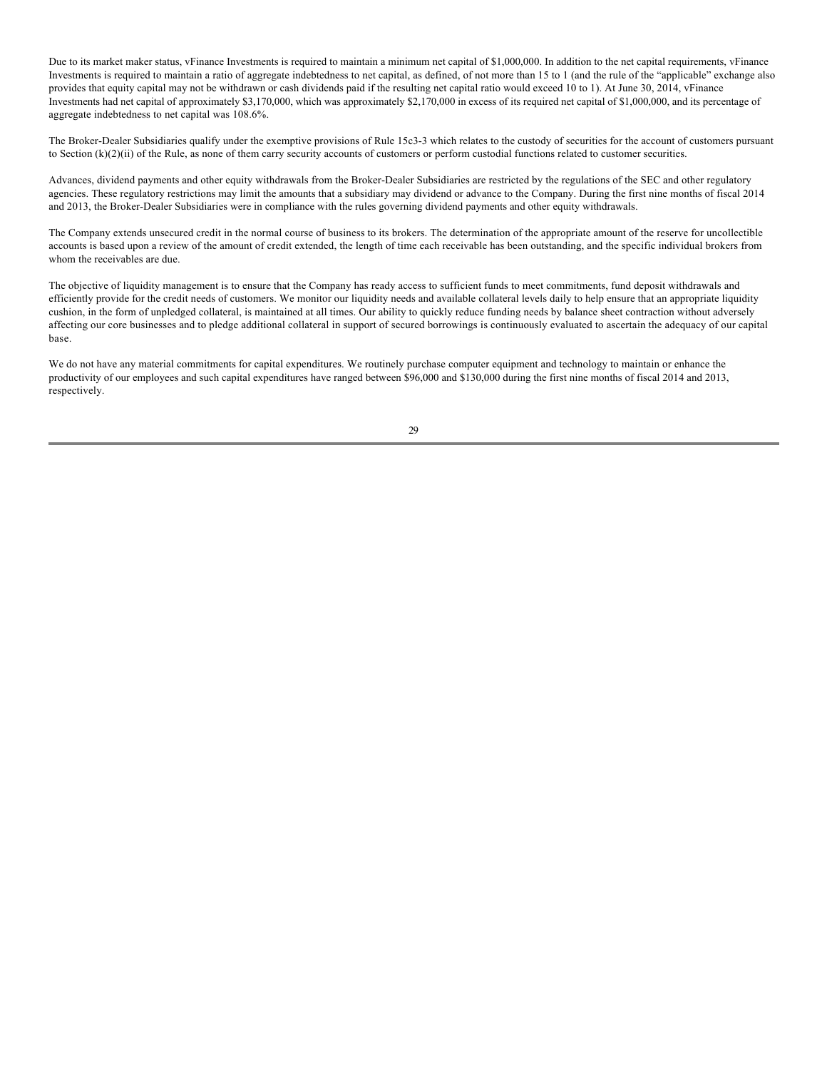Due to its market maker status, vFinance Investments is required to maintain a minimum net capital of $1,000,000. In addition to the net capital requirements, vFinance Investments is required to maintain a ratio of aggregate indebtedness to net capital, as defined, of not more than 15 to 1 (and the rule of the "applicable" exchange also provides that equity capital may not be withdrawn or cash dividends paid if the resulting net capital ratio would exceed 10 to 1). At June 30, 2014, vFinance Investments had net capital of approximately $3,170,000, which was approximately $2,170,000 in excess of its required net capital of $1,000,000, and its percentage of aggregate indebtedness to net capital was 108.6%.

The Broker-Dealer Subsidiaries qualify under the exemptive provisions of Rule 15c3-3 which relates to the custody of securities for the account of customers pursuant to Section (k)(2)(ii) of the Rule, as none of them carry security accounts of customers or perform custodial functions related to customer securities.

Advances, dividend payments and other equity withdrawals from the Broker-Dealer Subsidiaries are restricted by the regulations of the SEC and other regulatory agencies. These regulatory restrictions may limit the amounts that a subsidiary may dividend or advance to the Company. During the first nine months of fiscal 2014 and 2013, the Broker-Dealer Subsidiaries were in compliance with the rules governing dividend payments and other equity withdrawals.

The Company extends unsecured credit in the normal course of business to its brokers. The determination of the appropriate amount of the reserve for uncollectible accounts is based upon a review of the amount of credit extended, the length of time each receivable has been outstanding, and the specific individual brokers from whom the receivables are due.

The objective of liquidity management is to ensure that the Company has ready access to sufficient funds to meet commitments, fund deposit withdrawals and efficiently provide for the credit needs of customers. We monitor our liquidity needs and available collateral levels daily to help ensure that an appropriate liquidity cushion, in the form of unpledged collateral, is maintained at all times. Our ability to quickly reduce funding needs by balance sheet contraction without adversely affecting our core businesses and to pledge additional collateral in support of secured borrowings is continuously evaluated to ascertain the adequacy of our capital base.

We do not have any material commitments for capital expenditures. We routinely purchase computer equipment and technology to maintain or enhance the productivity of our employees and such capital expenditures have ranged between $96,000 and $130,000 during the first nine months of fiscal 2014 and 2013, respectively.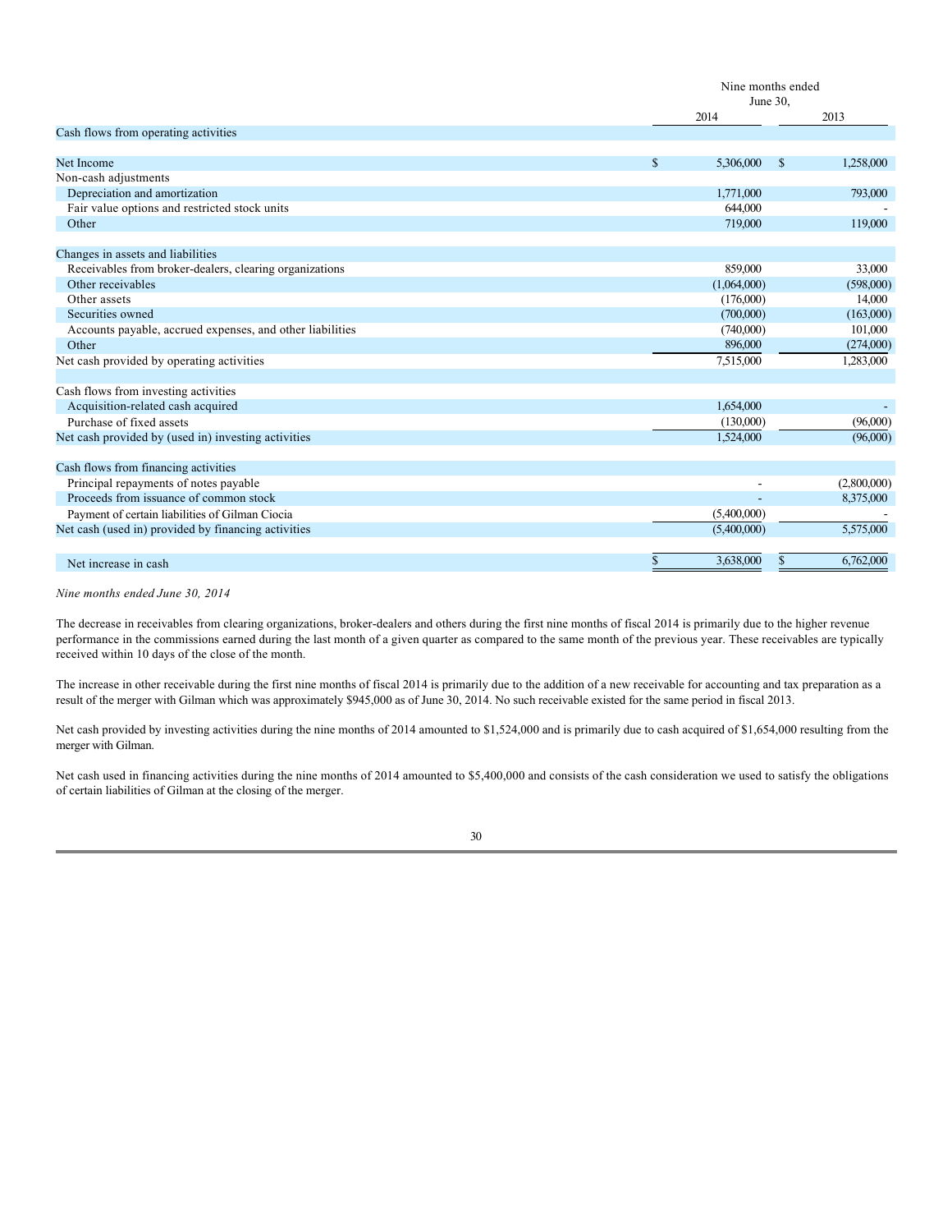| | Nine months ended June 30, | |
|---|---|---|
| | 2014 | 2013 |
| Cash flows from operating activities | | |
| Net Income | $ 5,306,000 | $ 1,258,000 |
| Non-cash adjustments | | |
| Depreciation and amortization | 1,771,000 | 793,000 |
| Fair value options and restricted stock units | 644,000 | - |
| Other | 719,000 | 119,000 |
| Changes in assets and liabilities | | |
| Receivables from broker-dealers, clearing organizations | 859,000 | 33,000 |
| Other receivables | (1,064,000) | (598,000) |
| Other assets | (176,000) | 14,000 |
| Securities owned | (700,000) | (163,000) |
| Accounts payable, accrued expenses, and other liabilities | (740,000) | 101,000 |
| Other | 896,000 | (274,000) |
| Net cash provided by operating activities | 7,515,000 | 1,283,000 |
| Cash flows from investing activities | | |
| Acquisition-related cash acquired | 1,654,000 | - |
| Purchase of fixed assets | (130,000) | (96,000) |
| Net cash provided by (used in) investing activities | 1,524,000 | (96,000) |
| Cash flows from financing activities | | |
| Principal repayments of notes payable | - | (2,800,000) |
| Proceeds from issuance of common stock | - | 8,375,000 |
| Payment of certain liabilities of Gilman Ciocia | (5,400,000) | - |
| Net cash (used in) provided by financing activities | (5,400,000) | 5,575,000 |
| Net increase in cash | $ 3,638,000 | $ 6,762,000 |

*Nine months ended June 30, 2014*

The decrease in receivables from clearing organizations, broker-dealers and others during the first nine months of fiscal 2014 is primarily due to the higher revenue performance in the commissions earned during the last month of a given quarter as compared to the same month of the previous year. These receivables are typically received within 10 days of the close of the month.

The increase in other receivable during the first nine months of fiscal 2014 is primarily due to the addition of a new receivable for accounting and tax preparation as a result of the merger with Gilman which was approximately $945,000 as of June 30, 2014. No such receivable existed for the same period in fiscal 2013.

Net cash provided by investing activities during the nine months of 2014 amounted to $1,524,000 and is primarily due to cash acquired of $1,654,000 resulting from the merger with Gilman.

Net cash used in financing activities during the nine months of 2014 amounted to $5,400,000 and consists of the cash consideration we used to satisfy the obligations of certain liabilities of Gilman at the closing of the merger.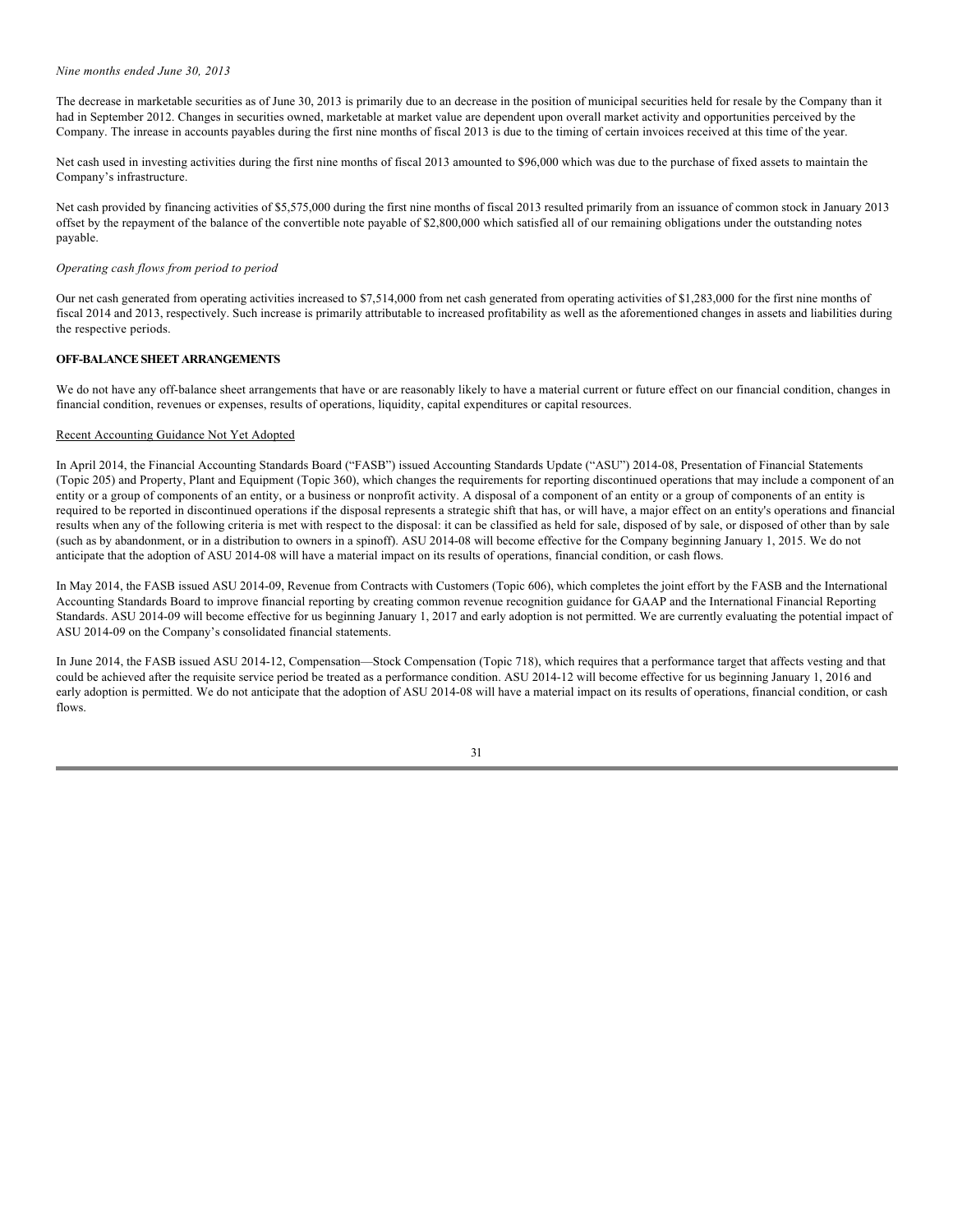*Nine months ended June 30, 2013*

The decrease in marketable securities as of June 30, 2013 is primarily due to an decrease in the position of municipal securities held for resale by the Company than it had in September 2012. Changes in securities owned, marketable at market value are dependent upon overall market activity and opportunities perceived by the Company. The inrease in accounts payables during the first nine months of fiscal 2013 is due to the timing of certain invoices received at this time of the year.

Net cash used in investing activities during the first nine months of fiscal 2013 amounted to $96,000 which was due to the purchase of fixed assets to maintain the Company's infrastructure.

Net cash provided by financing activities of $5,575,000 during the first nine months of fiscal 2013 resulted primarily from an issuance of common stock in January 2013 offset by the repayment of the balance of the convertible note payable of $2,800,000 which satisfied all of our remaining obligations under the outstanding notes payable.

*Operating cash flows from period to period*

Our net cash generated from operating activities increased to $7,514,000 from net cash generated from operating activities of $1,283,000 for the first nine months of fiscal 2014 and 2013, respectively. Such increase is primarily attributable to increased profitability as well as the aforementioned changes in assets and liabilities during the respective periods.

**OFF-BALANCE SHEET ARRANGEMENTS**

We do not have any off-balance sheet arrangements that have or are reasonably likely to have a material current or future effect on our financial condition, changes in financial condition, revenues or expenses, results of operations, liquidity, capital expenditures or capital resources.

Recent Accounting Guidance Not Yet Adopted

In April 2014, the Financial Accounting Standards Board ("FASB") issued Accounting Standards Update ("ASU") 2014-08, Presentation of Financial Statements (Topic 205) and Property, Plant and Equipment (Topic 360), which changes the requirements for reporting discontinued operations that may include a component of an entity or a group of components of an entity, or a business or nonprofit activity. A disposal of a component of an entity or a group of components of an entity is required to be reported in discontinued operations if the disposal represents a strategic shift that has, or will have, a major effect on an entity's operations and financial results when any of the following criteria is met with respect to the disposal: it can be classified as held for sale, disposed of by sale, or disposed of other than by sale (such as by abandonment, or in a distribution to owners in a spinoff). ASU 2014-08 will become effective for the Company beginning January 1, 2015. We do not anticipate that the adoption of ASU 2014-08 will have a material impact on its results of operations, financial condition, or cash flows.

In May 2014, the FASB issued ASU 2014-09, Revenue from Contracts with Customers (Topic 606), which completes the joint effort by the FASB and the International Accounting Standards Board to improve financial reporting by creating common revenue recognition guidance for GAAP and the International Financial Reporting Standards. ASU 2014-09 will become effective for us beginning January 1, 2017 and early adoption is not permitted. We are currently evaluating the potential impact of ASU 2014-09 on the Company's consolidated financial statements.

In June 2014, the FASB issued ASU 2014-12, Compensation—Stock Compensation (Topic 718), which requires that a performance target that affects vesting and that could be achieved after the requisite service period be treated as a performance condition. ASU 2014-12 will become effective for us beginning January 1, 2016 and early adoption is permitted. We do not anticipate that the adoption of ASU 2014-08 will have a material impact on its results of operations, financial condition, or cash flows.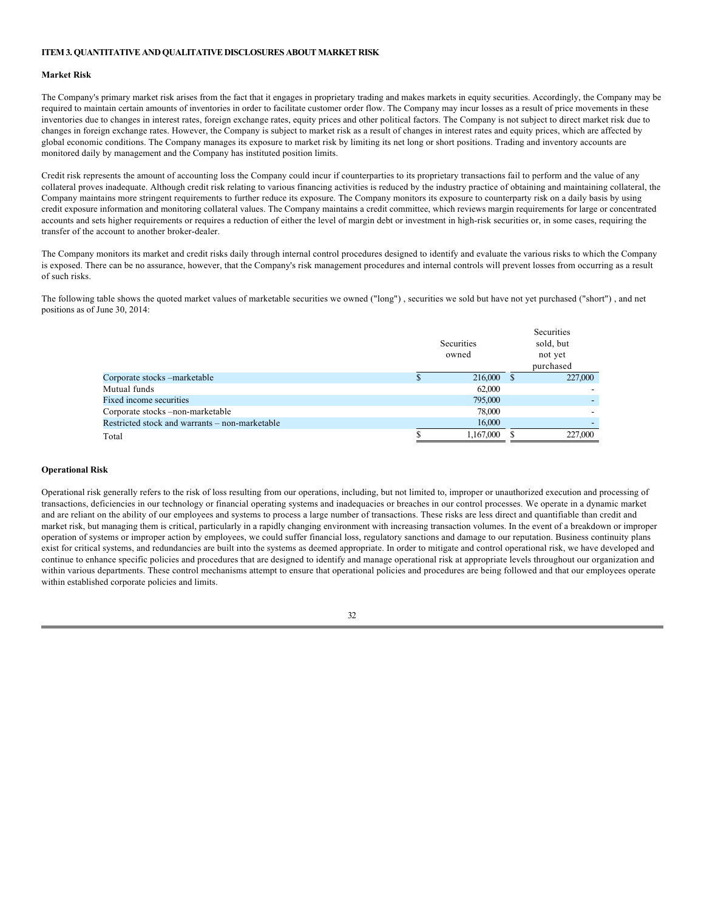## ITEM 3. QUANTITATIVE AND QUALITATIVE DISCLOSURES ABOUT MARKET RISK

### Market Risk

The Company's primary market risk arises from the fact that it engages in proprietary trading and makes markets in equity securities. Accordingly, the Company may be required to maintain certain amounts of inventories in order to facilitate customer order flow. The Company may incur losses as a result of price movements in these inventories due to changes in interest rates, foreign exchange rates, equity prices and other political factors. The Company is not subject to direct market risk due to changes in foreign exchange rates. However, the Company is subject to market risk as a result of changes in interest rates and equity prices, which are affected by global economic conditions. The Company manages its exposure to market risk by limiting its net long or short positions. Trading and inventory accounts are monitored daily by management and the Company has instituted position limits.

Credit risk represents the amount of accounting loss the Company could incur if counterparties to its proprietary transactions fail to perform and the value of any collateral proves inadequate. Although credit risk relating to various financing activities is reduced by the industry practice of obtaining and maintaining collateral, the Company maintains more stringent requirements to further reduce its exposure. The Company monitors its exposure to counterparty risk on a daily basis by using credit exposure information and monitoring collateral values. The Company maintains a credit committee, which reviews margin requirements for large or concentrated accounts and sets higher requirements or requires a reduction of either the level of margin debt or investment in high-risk securities or, in some cases, requiring the transfer of the account to another broker-dealer.

The Company monitors its market and credit risks daily through internal control procedures designed to identify and evaluate the various risks to which the Company is exposed. There can be no assurance, however, that the Company's risk management procedures and internal controls will prevent losses from occurring as a result of such risks.

The following table shows the quoted market values of marketable securities we owned ("long") , securities we sold but have not yet purchased ("short") , and net positions as of June 30, 2014:

| | Securities owned | Securities sold, but not yet purchased |
|---|---|---|
| Corporate stocks –marketable | $ 216,000 | $ 227,000 |
| Mutual funds | 62,000 | - |
| Fixed income securities | 795,000 | - |
| Corporate stocks –non-marketable | 78,000 | - |
| Restricted stock and warrants – non-marketable | 16,000 | - |
| Total | $ 1,167,000 | $ 227,000 |

### Operational Risk

Operational risk generally refers to the risk of loss resulting from our operations, including, but not limited to, improper or unauthorized execution and processing of transactions, deficiencies in our technology or financial operating systems and inadequacies or breaches in our control processes. We operate in a dynamic market and are reliant on the ability of our employees and systems to process a large number of transactions. These risks are less direct and quantifiable than credit and market risk, but managing them is critical, particularly in a rapidly changing environment with increasing transaction volumes. In the event of a breakdown or improper operation of systems or improper action by employees, we could suffer financial loss, regulatory sanctions and damage to our reputation. Business continuity plans exist for critical systems, and redundancies are built into the systems as deemed appropriate. In order to mitigate and control operational risk, we have developed and continue to enhance specific policies and procedures that are designed to identify and manage operational risk at appropriate levels throughout our organization and within various departments. These control mechanisms attempt to ensure that operational policies and procedures are being followed and that our employees operate within established corporate policies and limits.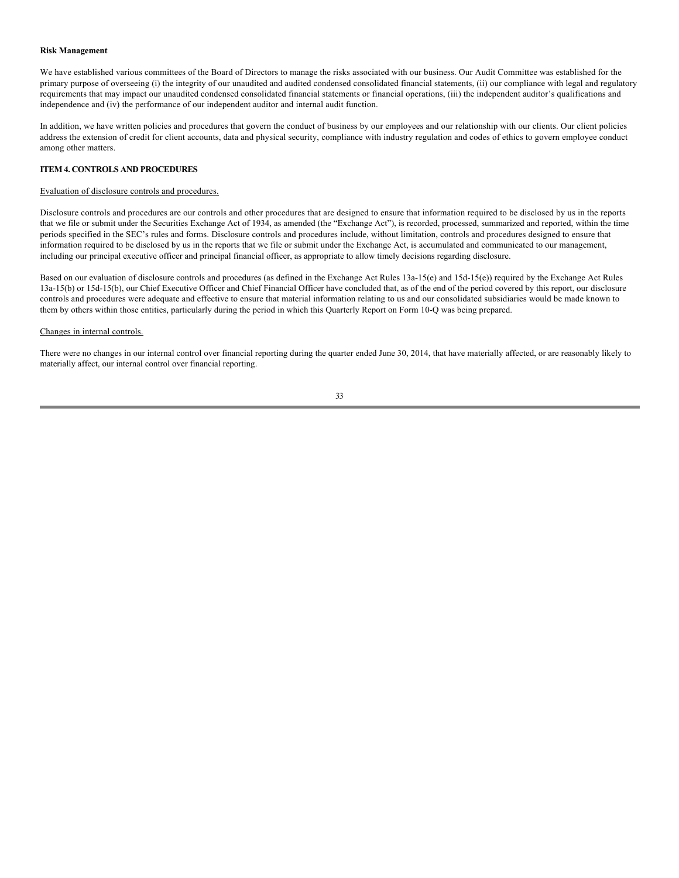**Risk Management**

We have established various committees of the Board of Directors to manage the risks associated with our business. Our Audit Committee was established for the primary purpose of overseeing (i) the integrity of our unaudited and audited condensed consolidated financial statements, (ii) our compliance with legal and regulatory requirements that may impact our unaudited condensed consolidated financial statements or financial operations, (iii) the independent auditor's qualifications and independence and (iv) the performance of our independent auditor and internal audit function.

In addition, we have written policies and procedures that govern the conduct of business by our employees and our relationship with our clients. Our client policies address the extension of credit for client accounts, data and physical security, compliance with industry regulation and codes of ethics to govern employee conduct among other matters.

## ITEM 4. CONTROLS AND PROCEDURES

Evaluation of disclosure controls and procedures.

Disclosure controls and procedures are our controls and other procedures that are designed to ensure that information required to be disclosed by us in the reports that we file or submit under the Securities Exchange Act of 1934, as amended (the "Exchange Act"), is recorded, processed, summarized and reported, within the time periods specified in the SEC's rules and forms. Disclosure controls and procedures include, without limitation, controls and procedures designed to ensure that information required to be disclosed by us in the reports that we file or submit under the Exchange Act, is accumulated and communicated to our management, including our principal executive officer and principal financial officer, as appropriate to allow timely decisions regarding disclosure.

Based on our evaluation of disclosure controls and procedures (as defined in the Exchange Act Rules 13a-15(e) and 15d-15(e)) required by the Exchange Act Rules 13a-15(b) or 15d-15(b), our Chief Executive Officer and Chief Financial Officer have concluded that, as of the end of the period covered by this report, our disclosure controls and procedures were adequate and effective to ensure that material information relating to us and our consolidated subsidiaries would be made known to them by others within those entities, particularly during the period in which this Quarterly Report on Form 10-Q was being prepared.

Changes in internal controls.

There were no changes in our internal control over financial reporting during the quarter ended June 30, 2014, that have materially affected, or are reasonably likely to materially affect, our internal control over financial reporting.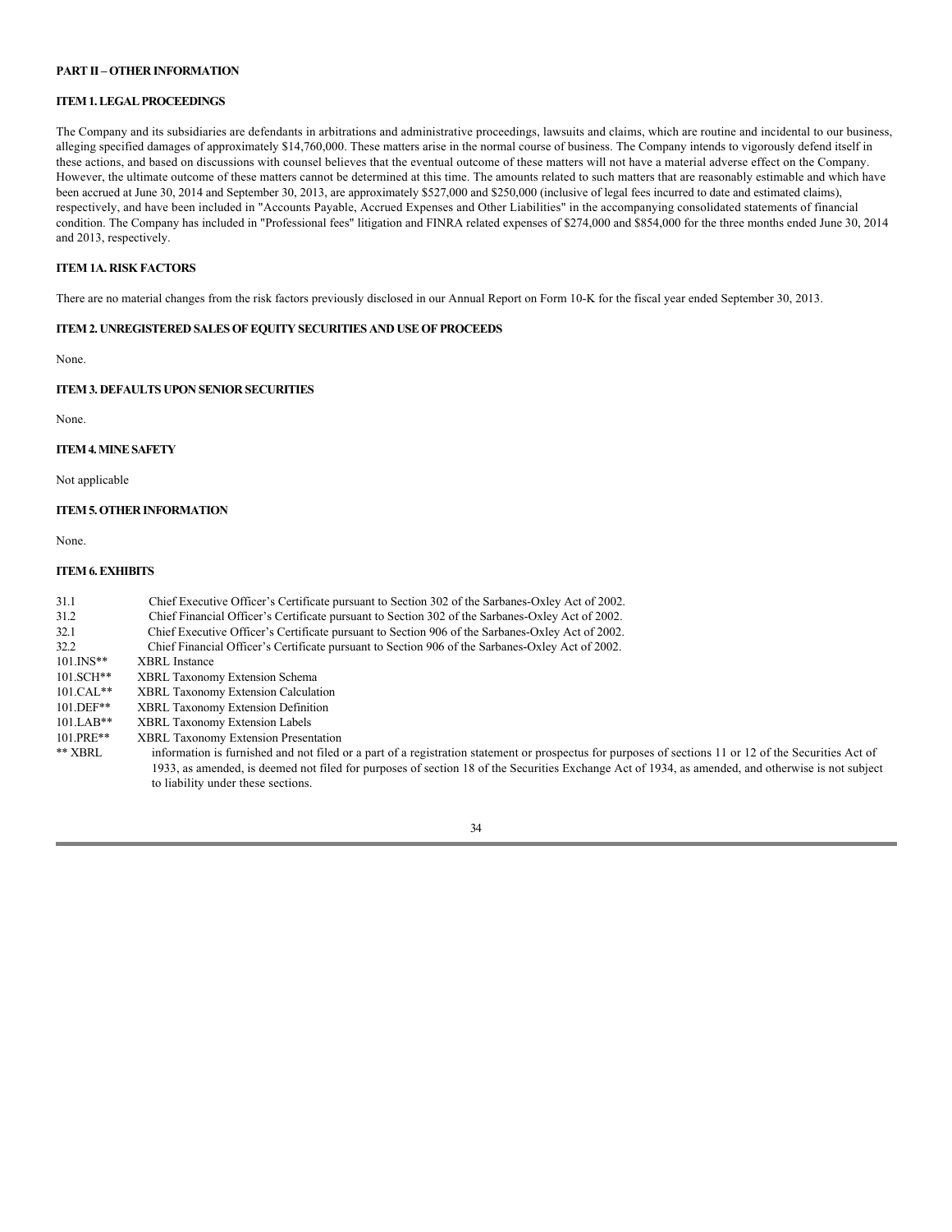**PART II – OTHER INFORMATION**

**ITEM 1. LEGAL PROCEEDINGS**

The Company and its subsidiaries are defendants in arbitrations and administrative proceedings, lawsuits and claims, which are routine and incidental to our business, alleging specified damages of approximately $14,760,000. These matters arise in the normal course of business. The Company intends to vigorously defend itself in these actions, and based on discussions with counsel believes that the eventual outcome of these matters will not have a material adverse effect on the Company. However, the ultimate outcome of these matters cannot be determined at this time. The amounts related to such matters that are reasonably estimable and which have been accrued at June 30, 2014 and September 30, 2013, are approximately $527,000 and $250,000 (inclusive of legal fees incurred to date and estimated claims), respectively, and have been included in "Accounts Payable, Accrued Expenses and Other Liabilities" in the accompanying consolidated statements of financial condition. The Company has included in "Professional fees" litigation and FINRA related expenses of $274,000 and $854,000 for the three months ended June 30, 2014 and 2013, respectively.

**ITEM 1A. RISK FACTORS**

There are no material changes from the risk factors previously disclosed in our Annual Report on Form 10-K for the fiscal year ended September 30, 2013.

**ITEM 2. UNREGISTERED SALES OF EQUITY SECURITIES AND USE OF PROCEEDS**

None.

**ITEM 3. DEFAULTS UPON SENIOR SECURITIES**

None.

**ITEM 4. MINE SAFETY**

Not applicable

**ITEM 5. OTHER INFORMATION**

None.

**ITEM 6. EXHIBITS**

| | |
|---|---|
| 31.1 | Chief Executive Officer's Certificate pursuant to Section 302 of the Sarbanes-Oxley Act of 2002. |
| 31.2 | Chief Financial Officer's Certificate pursuant to Section 302 of the Sarbanes-Oxley Act of 2002. |
| 32.1 | Chief Executive Officer's Certificate pursuant to Section 906 of the Sarbanes-Oxley Act of 2002. |
| 32.2 | Chief Financial Officer's Certificate pursuant to Section 906 of the Sarbanes-Oxley Act of 2002. |
| 101.INS** | XBRL Instance |
| 101.SCH** | XBRL Taxonomy Extension Schema |
| 101.CAL** | XBRL Taxonomy Extension Calculation |
| 101.DEF** | XBRL Taxonomy Extension Definition |
| 101.LAB** | XBRL Taxonomy Extension Labels |
| 101.PRE** | XBRL Taxonomy Extension Presentation |

** XBRL information is furnished and not filed or a part of a registration statement or prospectus for purposes of sections 11 or 12 of the Securities Act of 1933, as amended, is deemed not filed for purposes of section 18 of the Securities Exchange Act of 1934, as amended, and otherwise is not subject to liability under these sections.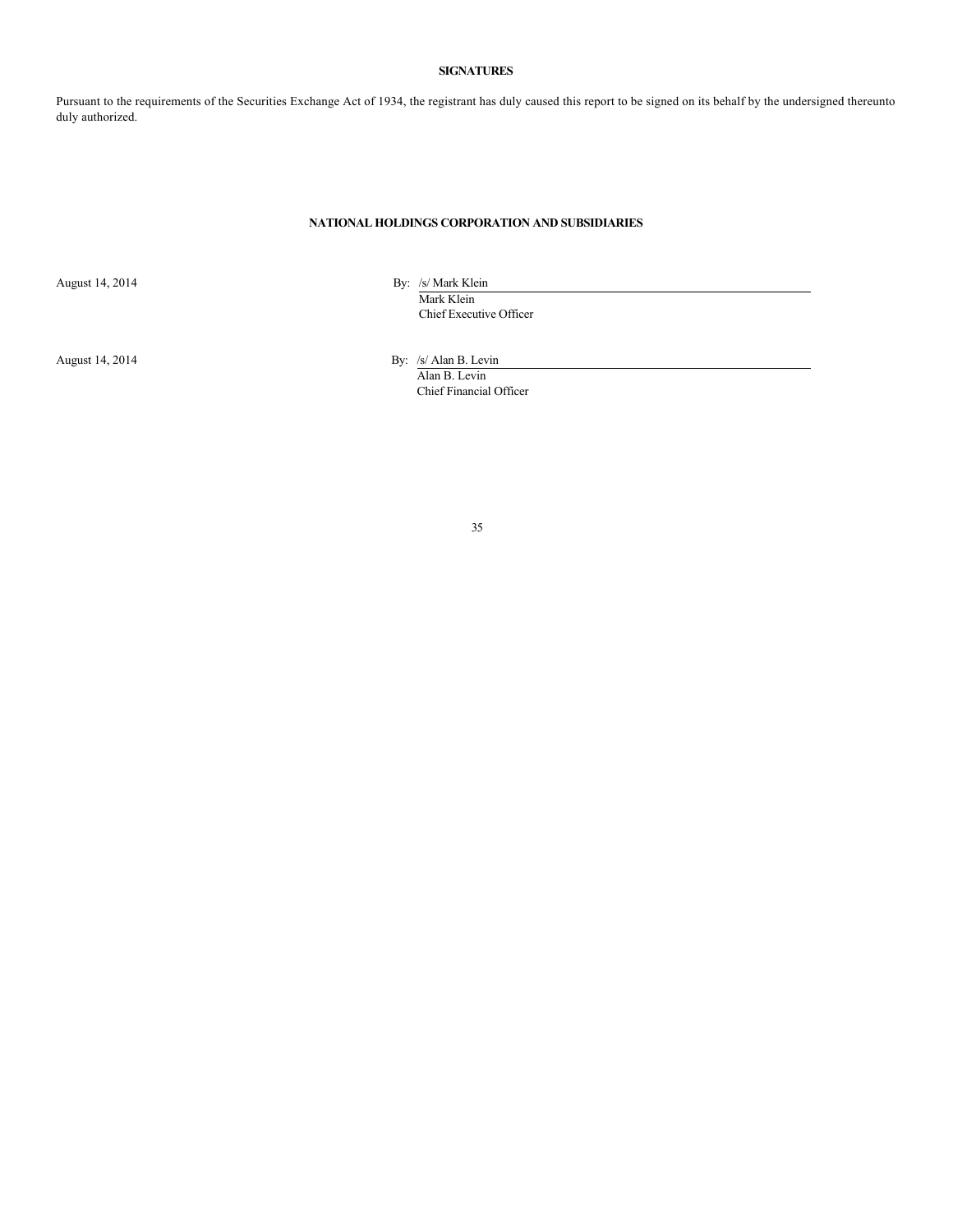## SIGNATURES

Pursuant to the requirements of the Securities Exchange Act of 1934, the registrant has duly caused this report to be signed on its behalf by the undersigned thereunto duly authorized.

**NATIONAL HOLDINGS CORPORATION AND SUBSIDIARIES**

| | |
|---|---|
| August 14, 2014 | By: /s/ Mark Klein<br>Mark Klein<br>Chief Executive Officer |
| August 14, 2014 | By: /s/ Alan B. Levin<br>Alan B. Levin<br>Chief Financial Officer |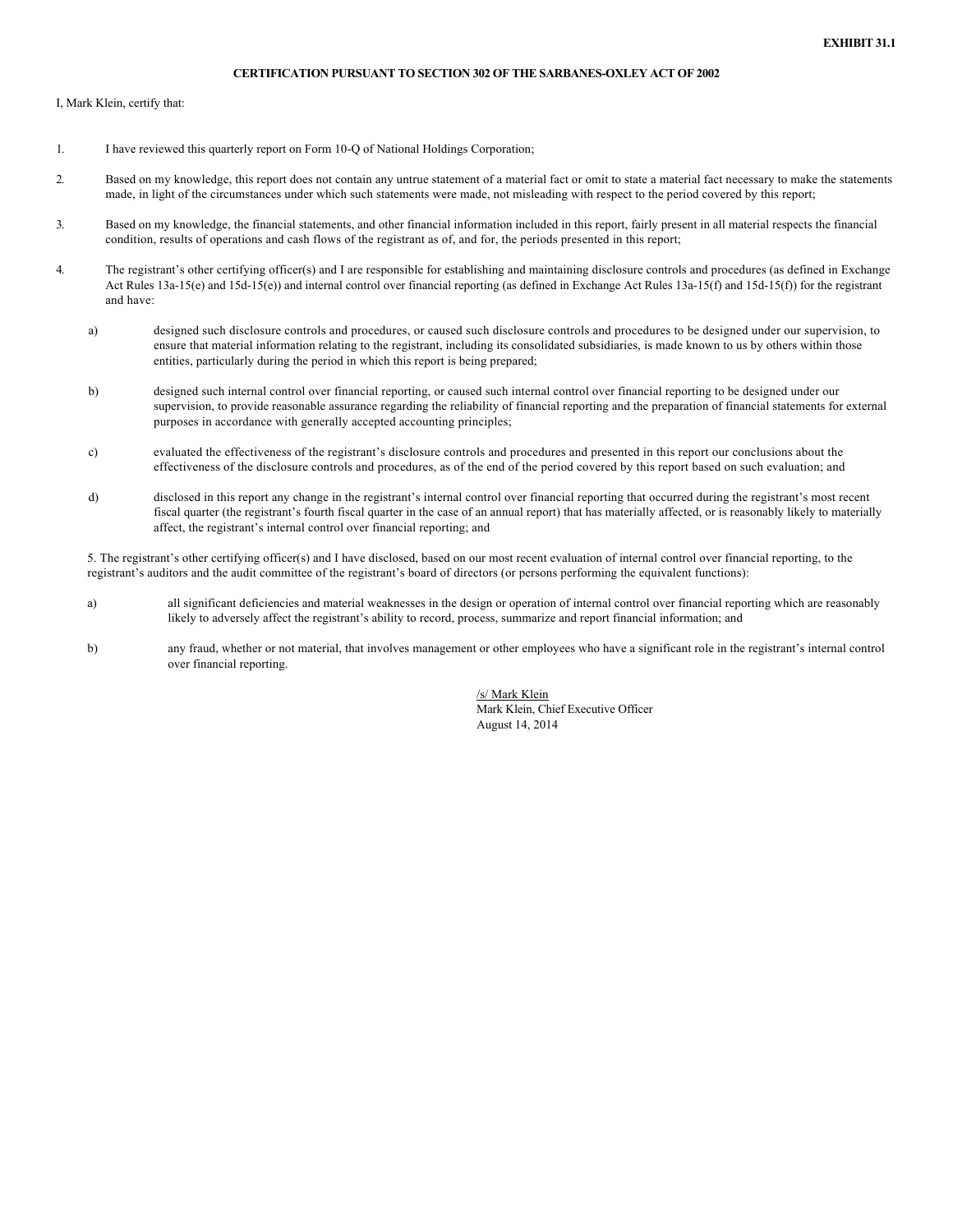**EXHIBIT 31.1**

**CERTIFICATION PURSUANT TO SECTION 302 OF THE SARBANES-OXLEY ACT OF 2002**

I, Mark Klein, certify that:

1. I have reviewed this quarterly report on Form 10-Q of National Holdings Corporation;

2. Based on my knowledge, this report does not contain any untrue statement of a material fact or omit to state a material fact necessary to make the statements made, in light of the circumstances under which such statements were made, not misleading with respect to the period covered by this report;

3. Based on my knowledge, the financial statements, and other financial information included in this report, fairly present in all material respects the financial condition, results of operations and cash flows of the registrant as of, and for, the periods presented in this report;

4. The registrant's other certifying officer(s) and I are responsible for establishing and maintaining disclosure controls and procedures (as defined in Exchange Act Rules 13a-15(e) and 15d-15(e)) and internal control over financial reporting (as defined in Exchange Act Rules 13a-15(f) and 15d-15(f)) for the registrant and have:

   a) designed such disclosure controls and procedures, or caused such disclosure controls and procedures to be designed under our supervision, to ensure that material information relating to the registrant, including its consolidated subsidiaries, is made known to us by others within those entities, particularly during the period in which this report is being prepared;

   b) designed such internal control over financial reporting, or caused such internal control over financial reporting to be designed under our supervision, to provide reasonable assurance regarding the reliability of financial reporting and the preparation of financial statements for external purposes in accordance with generally accepted accounting principles;

   c) evaluated the effectiveness of the registrant's disclosure controls and procedures and presented in this report our conclusions about the effectiveness of the disclosure controls and procedures, as of the end of the period covered by this report based on such evaluation; and

   d) disclosed in this report any change in the registrant's internal control over financial reporting that occurred during the registrant's most recent fiscal quarter (the registrant's fourth fiscal quarter in the case of an annual report) that has materially affected, or is reasonably likely to materially affect, the registrant's internal control over financial reporting; and

5. The registrant's other certifying officer(s) and I have disclosed, based on our most recent evaluation of internal control over financial reporting, to the registrant's auditors and the audit committee of the registrant's board of directors (or persons performing the equivalent functions):

   a) all significant deficiencies and material weaknesses in the design or operation of internal control over financial reporting which are reasonably likely to adversely affect the registrant's ability to record, process, summarize and report financial information; and

   b) any fraud, whether or not material, that involves management or other employees who have a significant role in the registrant's internal control over financial reporting.

/s/ Mark Klein
Mark Klein, Chief Executive Officer
August 14, 2014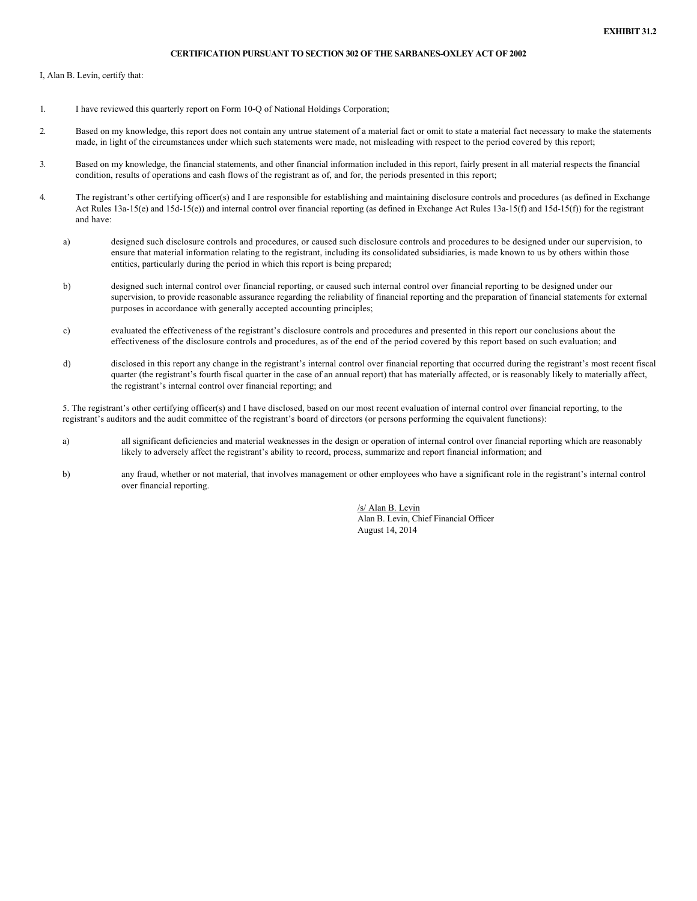**EXHIBIT 31.2**

**CERTIFICATION PURSUANT TO SECTION 302 OF THE SARBANES-OXLEY ACT OF 2002**

I, Alan B. Levin, certify that:

1. I have reviewed this quarterly report on Form 10-Q of National Holdings Corporation;

2. Based on my knowledge, this report does not contain any untrue statement of a material fact or omit to state a material fact necessary to make the statements made, in light of the circumstances under which such statements were made, not misleading with respect to the period covered by this report;

3. Based on my knowledge, the financial statements, and other financial information included in this report, fairly present in all material respects the financial condition, results of operations and cash flows of the registrant as of, and for, the periods presented in this report;

4. The registrant's other certifying officer(s) and I are responsible for establishing and maintaining disclosure controls and procedures (as defined in Exchange Act Rules 13a-15(e) and 15d-15(e)) and internal control over financial reporting (as defined in Exchange Act Rules 13a-15(f) and 15d-15(f)) for the registrant and have:

   a) designed such disclosure controls and procedures, or caused such disclosure controls and procedures to be designed under our supervision, to ensure that material information relating to the registrant, including its consolidated subsidiaries, is made known to us by others within those entities, particularly during the period in which this report is being prepared;

   b) designed such internal control over financial reporting, or caused such internal control over financial reporting to be designed under our supervision, to provide reasonable assurance regarding the reliability of financial reporting and the preparation of financial statements for external purposes in accordance with generally accepted accounting principles;

   c) evaluated the effectiveness of the registrant's disclosure controls and procedures and presented in this report our conclusions about the effectiveness of the disclosure controls and procedures, as of the end of the period covered by this report based on such evaluation; and

   d) disclosed in this report any change in the registrant's internal control over financial reporting that occurred during the registrant's most recent fiscal quarter (the registrant's fourth fiscal quarter in the case of an annual report) that has materially affected, or is reasonably likely to materially affect, the registrant's internal control over financial reporting; and

5. The registrant's other certifying officer(s) and I have disclosed, based on our most recent evaluation of internal control over financial reporting, to the registrant's auditors and the audit committee of the registrant's board of directors (or persons performing the equivalent functions):

   a) all significant deficiencies and material weaknesses in the design or operation of internal control over financial reporting which are reasonably likely to adversely affect the registrant's ability to record, process, summarize and report financial information; and

   b) any fraud, whether or not material, that involves management or other employees who have a significant role in the registrant's internal control over financial reporting.

/s/ Alan B. Levin
Alan B. Levin, Chief Financial Officer
August 14, 2014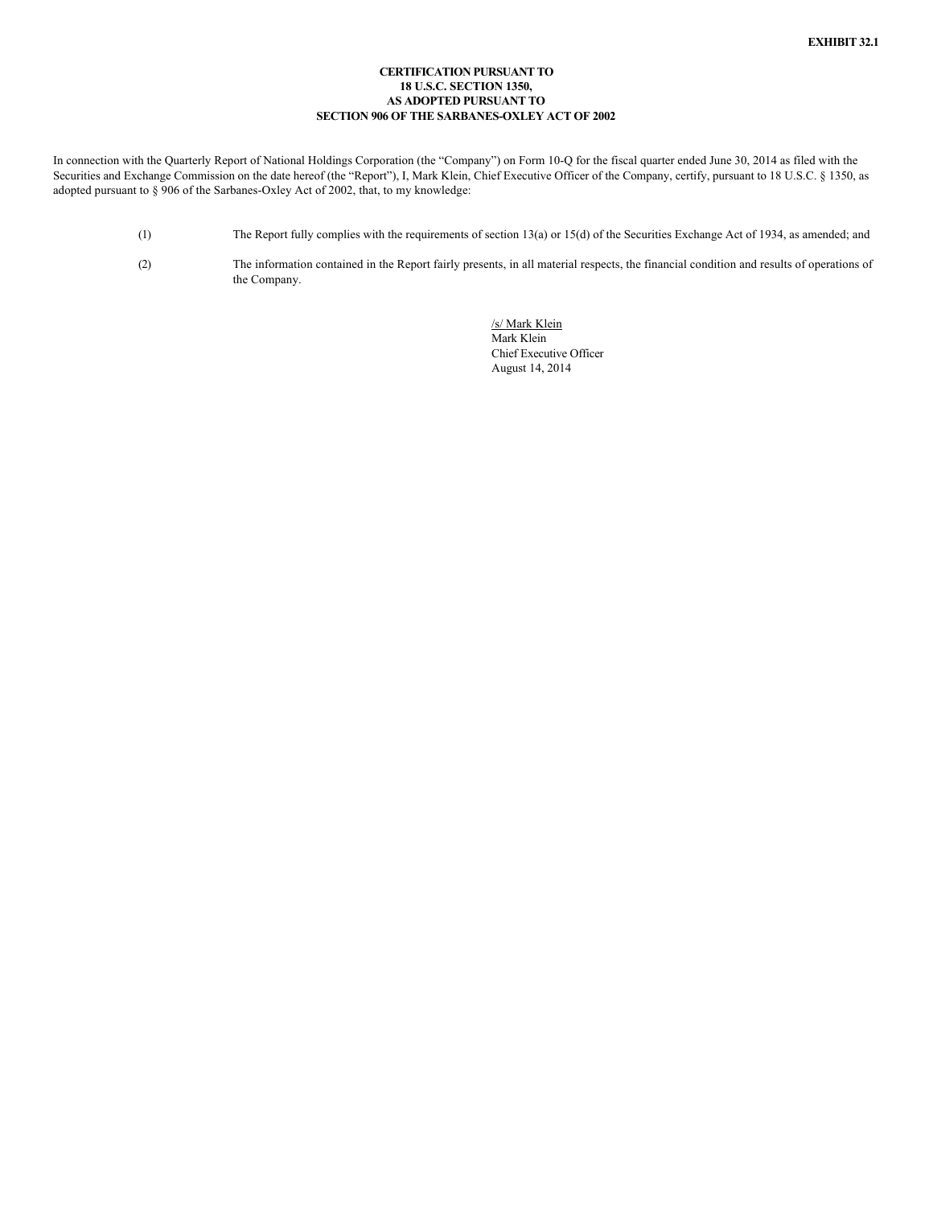**EXHIBIT 32.1**

**CERTIFICATION PURSUANT TO**
**18 U.S.C. SECTION 1350,**
**AS ADOPTED PURSUANT TO**
**SECTION 906 OF THE SARBANES-OXLEY ACT OF 2002**

In connection with the Quarterly Report of National Holdings Corporation (the "Company") on Form 10-Q for the fiscal quarter ended June 30, 2014 as filed with the Securities and Exchange Commission on the date hereof (the "Report"), I, Mark Klein, Chief Executive Officer of the Company, certify, pursuant to 18 U.S.C. § 1350, as adopted pursuant to § 906 of the Sarbanes-Oxley Act of 2002, that, to my knowledge:

(1) The Report fully complies with the requirements of section 13(a) or 15(d) of the Securities Exchange Act of 1934, as amended; and

(2) The information contained in the Report fairly presents, in all material respects, the financial condition and results of operations of the Company.

/s/ Mark Klein
Mark Klein
Chief Executive Officer
August 14, 2014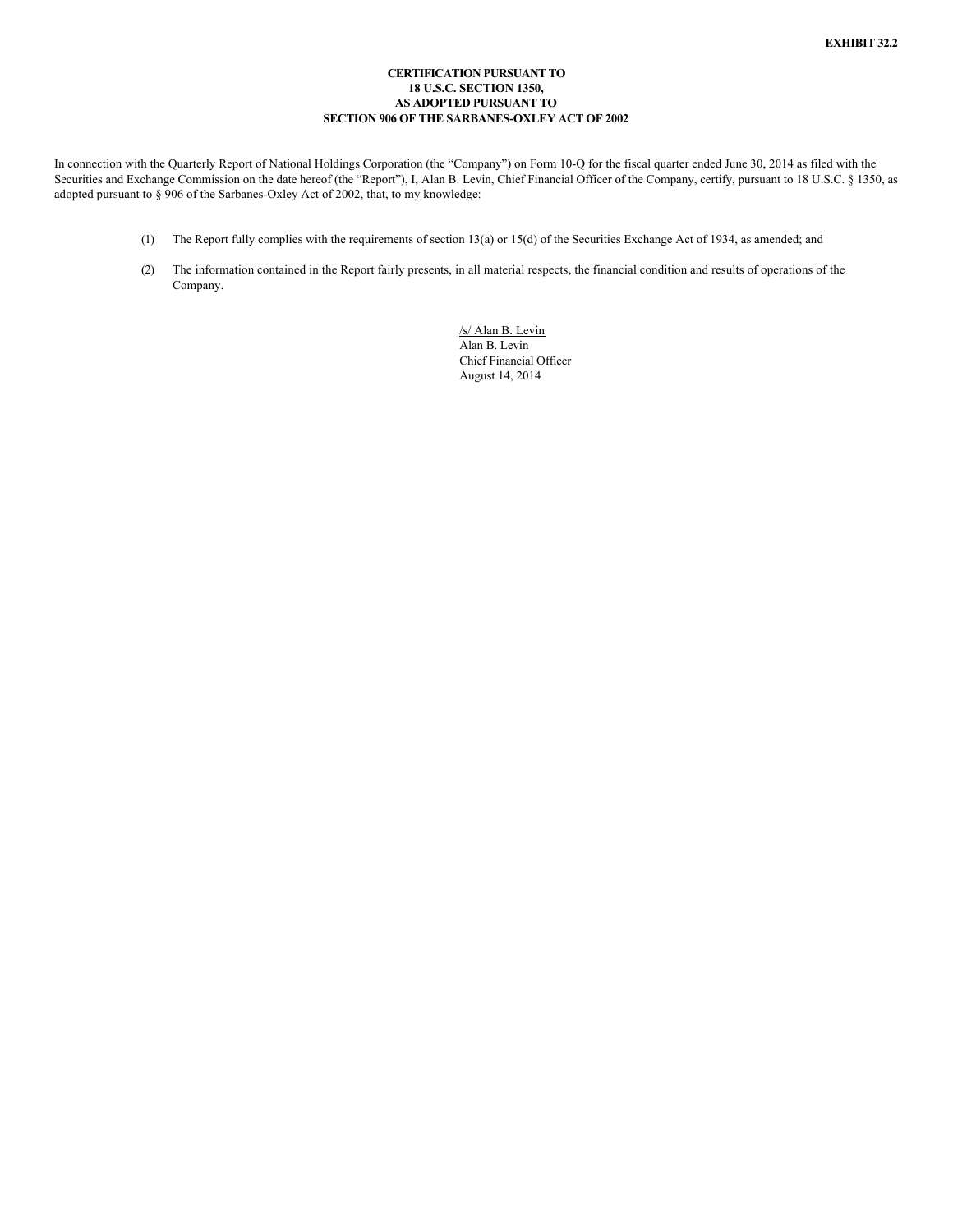**EXHIBIT 32.2**

**CERTIFICATION PURSUANT TO
18 U.S.C. SECTION 1350,
AS ADOPTED PURSUANT TO
SECTION 906 OF THE SARBANES-OXLEY ACT OF 2002**

In connection with the Quarterly Report of National Holdings Corporation (the "Company") on Form 10-Q for the fiscal quarter ended June 30, 2014 as filed with the Securities and Exchange Commission on the date hereof (the "Report"), I, Alan B. Levin, Chief Financial Officer of the Company, certify, pursuant to 18 U.S.C. § 1350, as adopted pursuant to § 906 of the Sarbanes-Oxley Act of 2002, that, to my knowledge:

(1) The Report fully complies with the requirements of section 13(a) or 15(d) of the Securities Exchange Act of 1934, as amended; and

(2) The information contained in the Report fairly presents, in all material respects, the financial condition and results of operations of the Company.

/s/ Alan B. Levin
Alan B. Levin
Chief Financial Officer
August 14, 2014